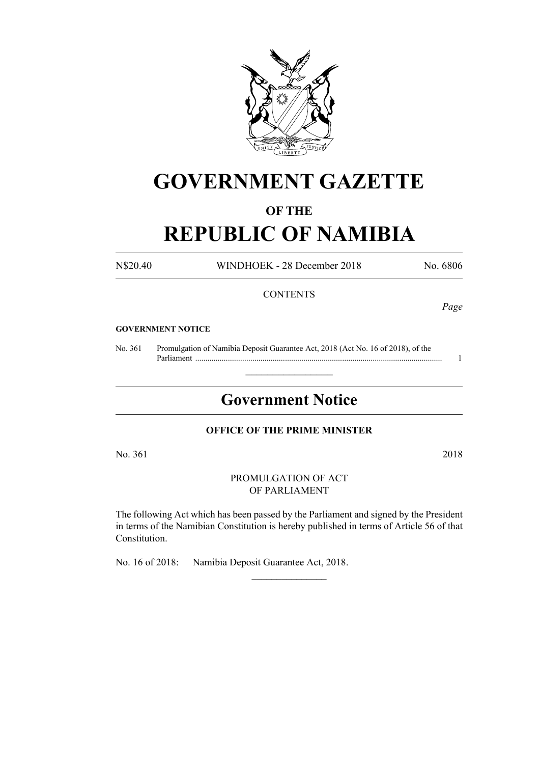# GOVERNMENT GAZETTE

### OF THE

# REPUBLIC OF NAMIBIA

N$20.40 WINDHOEK - 28 December 2018 No. 6806

CONTENTS

*Page*

**GOVERNMENT NOTICE**

No. 361 Promulgation of Namibia Deposit Guarantee Act, 2018 (Act No. 16 of 2018), of the Parliament ........................................................................................................................ 1

## Government Notice

**OFFICE OF THE PRIME MINISTER**

No. 361 2018

PROMULGATION OF ACT
OF PARLIAMENT

The following Act which has been passed by the Parliament and signed by the President in terms of the Namibian Constitution is hereby published in terms of Article 56 of that Constitution.

No. 16 of 2018: Namibia Deposit Guarantee Act, 2018.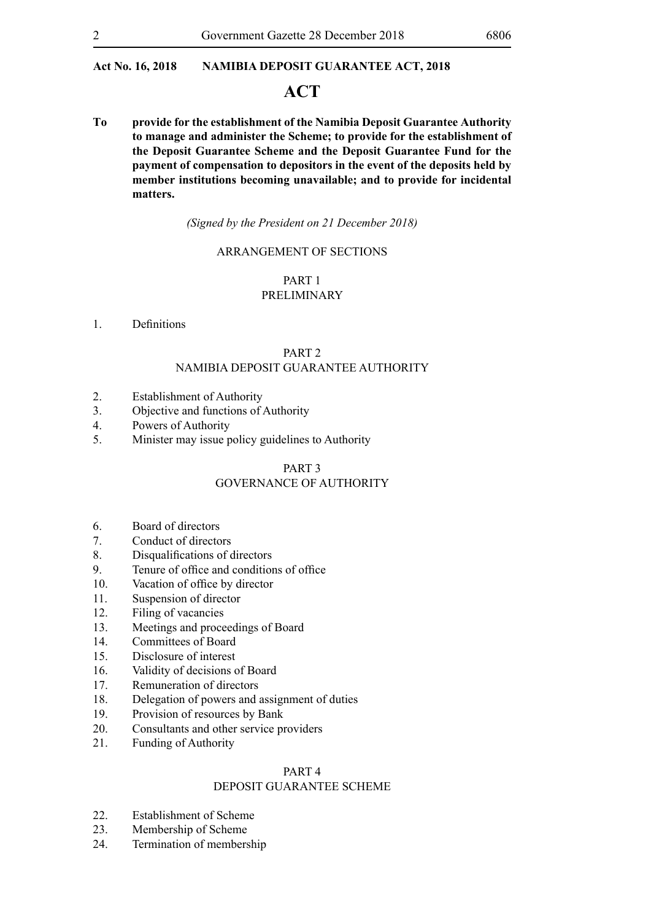**Act No. 16, 2018 NAMIBIA DEPOSIT GUARANTEE ACT, 2018**

# ACT

**To provide for the establishment of the Namibia Deposit Guarantee Authority to manage and administer the Scheme; to provide for the establishment of the Deposit Guarantee Scheme and the Deposit Guarantee Fund for the payment of compensation to depositors in the event of the deposits held by member institutions becoming unavailable; and to provide for incidental matters.**

*(Signed by the President on 21 December 2018)*

ARRANGEMENT OF SECTIONS

PART 1
PRELIMINARY

1. Definitions

PART 2
NAMIBIA DEPOSIT GUARANTEE AUTHORITY

2. Establishment of Authority
3. Objective and functions of Authority
4. Powers of Authority
5. Minister may issue policy guidelines to Authority

PART 3
GOVERNANCE OF AUTHORITY

6. Board of directors
7. Conduct of directors
8. Disqualifications of directors
9. Tenure of office and conditions of office
10. Vacation of office by director
11. Suspension of director
12. Filing of vacancies
13. Meetings and proceedings of Board
14. Committees of Board
15. Disclosure of interest
16. Validity of decisions of Board
17. Remuneration of directors
18. Delegation of powers and assignment of duties
19. Provision of resources by Bank
20. Consultants and other service providers
21. Funding of Authority

PART 4
DEPOSIT GUARANTEE SCHEME

22. Establishment of Scheme
23. Membership of Scheme
24. Termination of membership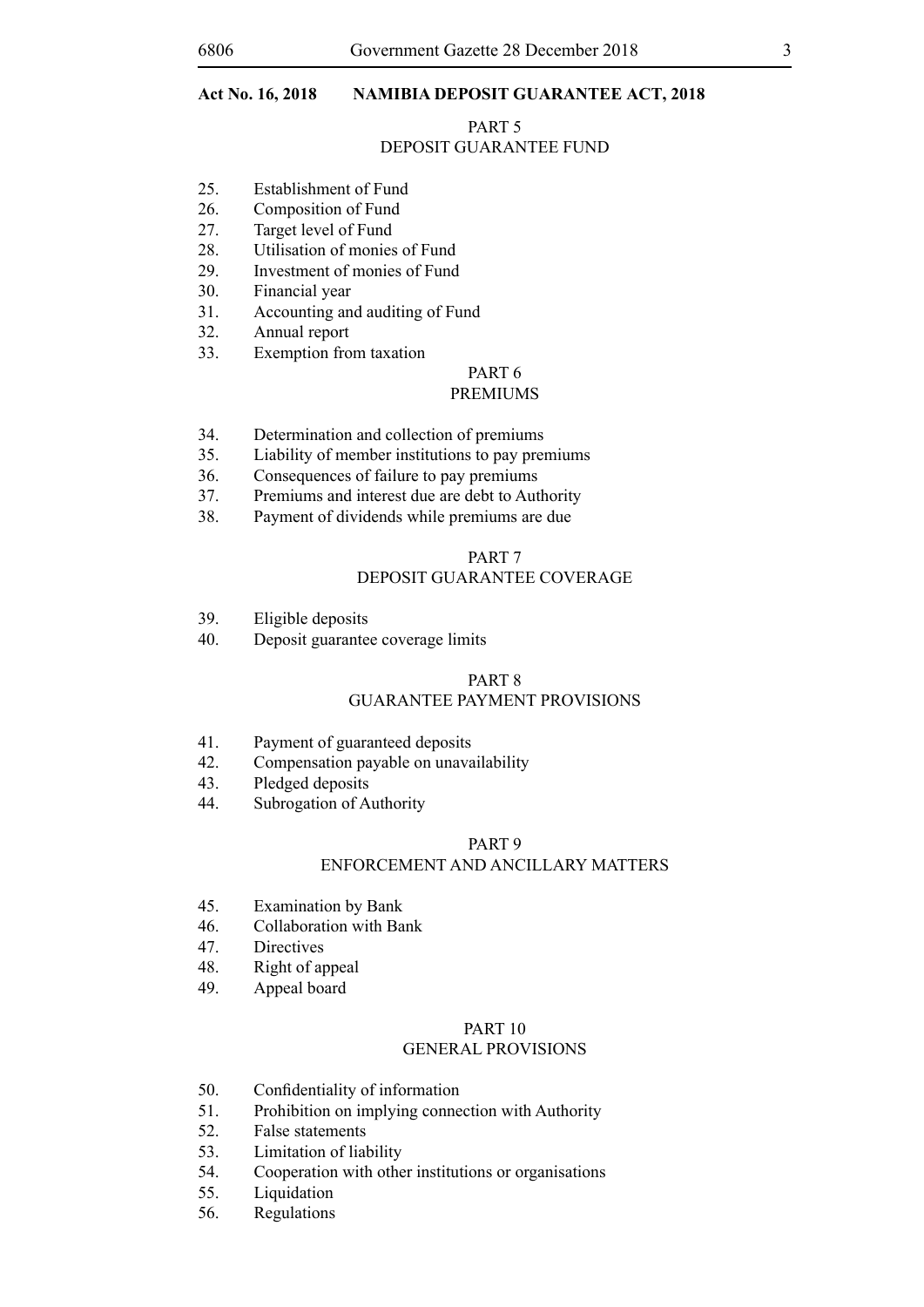**Act No. 16, 2018 NAMIBIA DEPOSIT GUARANTEE ACT, 2018**

PART 5
DEPOSIT GUARANTEE FUND

25. Establishment of Fund
26. Composition of Fund
27. Target level of Fund
28. Utilisation of monies of Fund
29. Investment of monies of Fund
30. Financial year
31. Accounting and auditing of Fund
32. Annual report
33. Exemption from taxation

PART 6
PREMIUMS

34. Determination and collection of premiums
35. Liability of member institutions to pay premiums
36. Consequences of failure to pay premiums
37. Premiums and interest due are debt to Authority
38. Payment of dividends while premiums are due

PART 7
DEPOSIT GUARANTEE COVERAGE

39. Eligible deposits
40. Deposit guarantee coverage limits

PART 8
GUARANTEE PAYMENT PROVISIONS

41. Payment of guaranteed deposits
42. Compensation payable on unavailability
43. Pledged deposits
44. Subrogation of Authority

PART 9
ENFORCEMENT AND ANCILLARY MATTERS

45. Examination by Bank
46. Collaboration with Bank
47. Directives
48. Right of appeal
49. Appeal board

PART 10
GENERAL PROVISIONS

50. Confidentiality of information
51. Prohibition on implying connection with Authority
52. False statements
53. Limitation of liability
54. Cooperation with other institutions or organisations
55. Liquidation
56. Regulations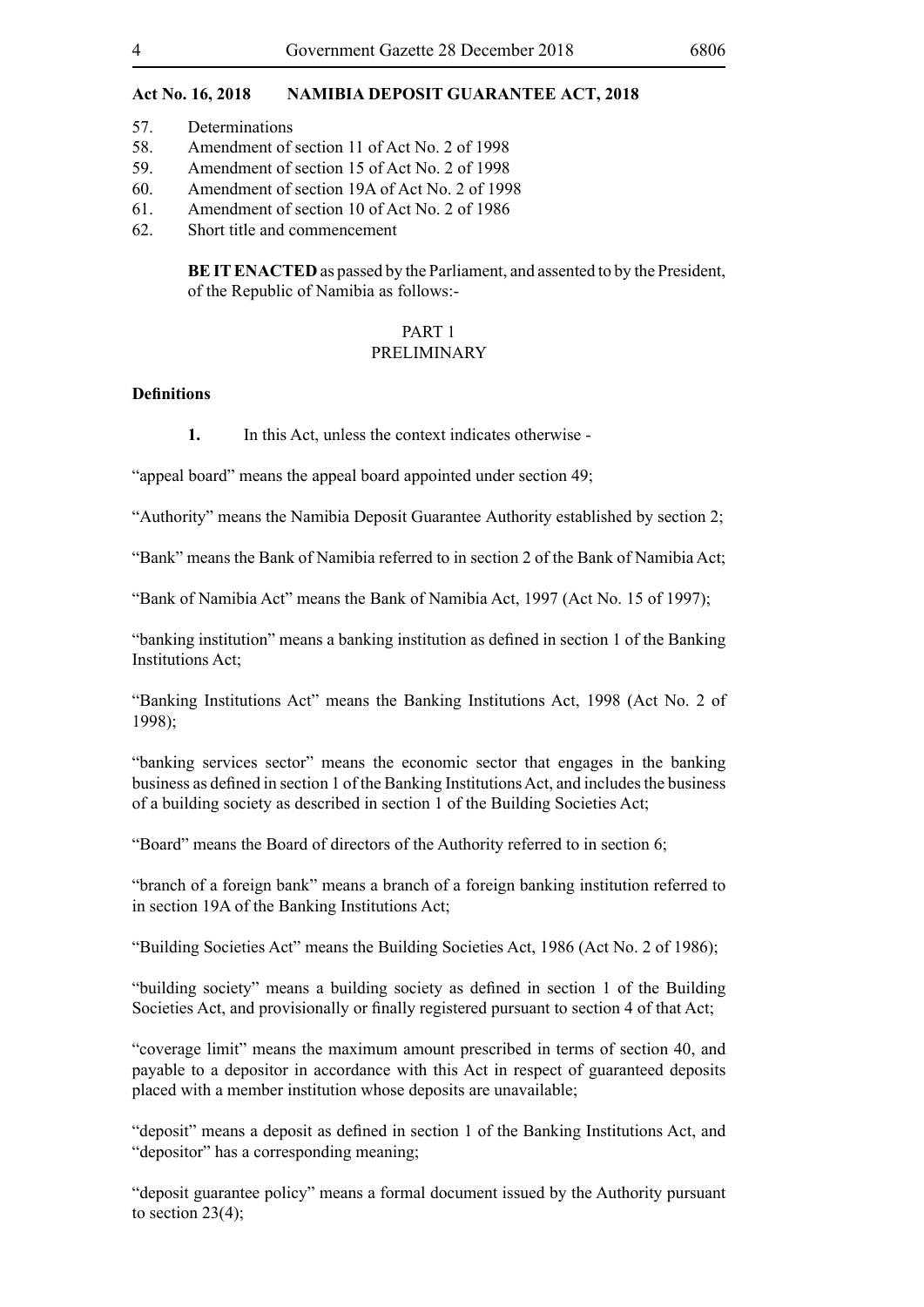**Act No. 16, 2018 NAMIBIA DEPOSIT GUARANTEE ACT, 2018**

57. Determinations
58. Amendment of section 11 of Act No. 2 of 1998
59. Amendment of section 15 of Act No. 2 of 1998
60. Amendment of section 19A of Act No. 2 of 1998
61. Amendment of section 10 of Act No. 2 of 1986
62. Short title and commencement

**BE IT ENACTED** as passed by the Parliament, and assented to by the President, of the Republic of Namibia as follows:-

## PART 1
## PRELIMINARY

**Definitions**

**1.** In this Act, unless the context indicates otherwise -

"appeal board" means the appeal board appointed under section 49;

"Authority" means the Namibia Deposit Guarantee Authority established by section 2;

"Bank" means the Bank of Namibia referred to in section 2 of the Bank of Namibia Act;

"Bank of Namibia Act" means the Bank of Namibia Act, 1997 (Act No. 15 of 1997);

"banking institution" means a banking institution as defined in section 1 of the Banking Institutions Act;

"Banking Institutions Act" means the Banking Institutions Act, 1998 (Act No. 2 of 1998);

"banking services sector" means the economic sector that engages in the banking business as defined in section 1 of the Banking Institutions Act, and includes the business of a building society as described in section 1 of the Building Societies Act;

"Board" means the Board of directors of the Authority referred to in section 6;

"branch of a foreign bank" means a branch of a foreign banking institution referred to in section 19A of the Banking Institutions Act;

"Building Societies Act" means the Building Societies Act, 1986 (Act No. 2 of 1986);

"building society" means a building society as defined in section 1 of the Building Societies Act, and provisionally or finally registered pursuant to section 4 of that Act;

"coverage limit" means the maximum amount prescribed in terms of section 40, and payable to a depositor in accordance with this Act in respect of guaranteed deposits placed with a member institution whose deposits are unavailable;

"deposit" means a deposit as defined in section 1 of the Banking Institutions Act, and "depositor" has a corresponding meaning;

"deposit guarantee policy" means a formal document issued by the Authority pursuant to section 23(4);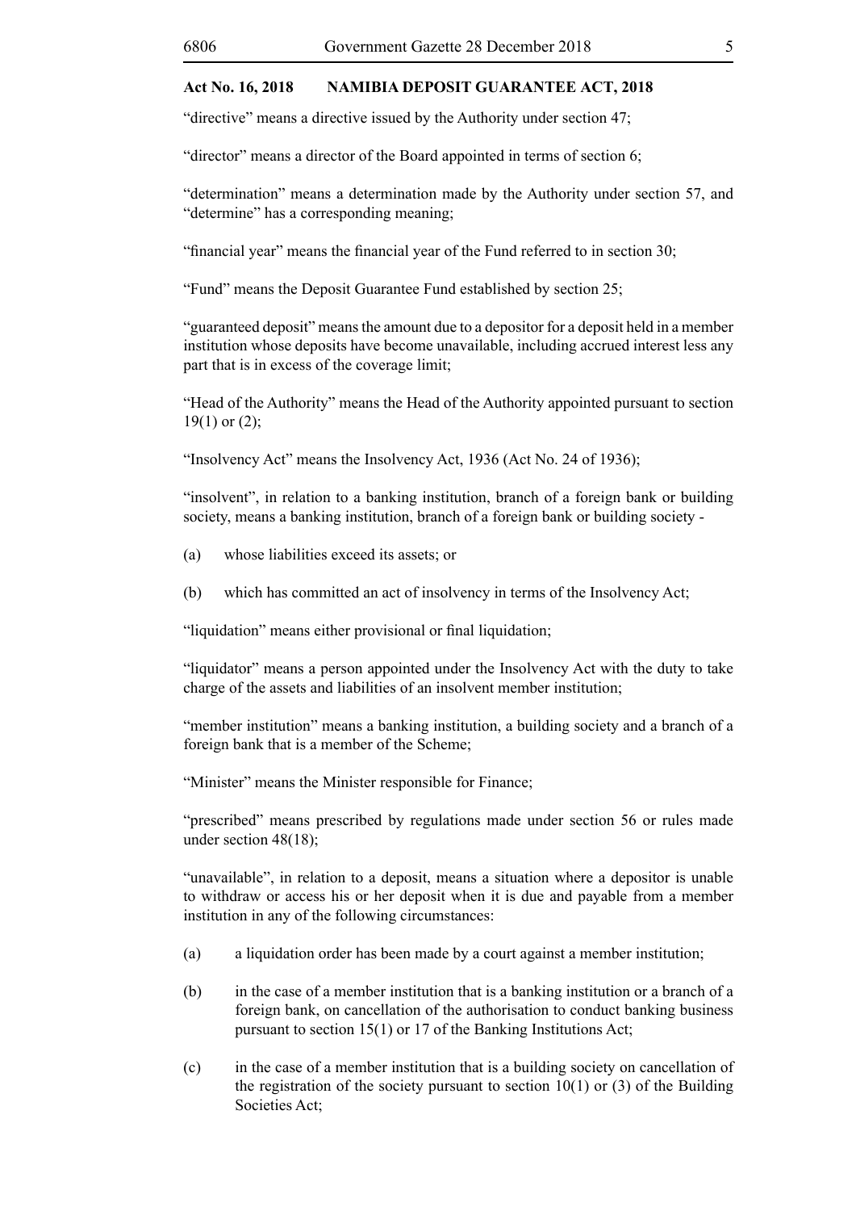“directive” means a directive issued by the Authority under section 47;

“director” means a director of the Board appointed in terms of section 6;

“determination” means a determination made by the Authority under section 57, and “determine” has a corresponding meaning;

“financial year” means the financial year of the Fund referred to in section 30;

“Fund” means the Deposit Guarantee Fund established by section 25;

“guaranteed deposit” means the amount due to a depositor for a deposit held in a member institution whose deposits have become unavailable, including accrued interest less any part that is in excess of the coverage limit;

“Head of the Authority” means the Head of the Authority appointed pursuant to section 19(1) or (2);

“Insolvency Act” means the Insolvency Act, 1936 (Act No. 24 of 1936);

“insolvent”, in relation to a banking institution, branch of a foreign bank or building society, means a banking institution, branch of a foreign bank or building society -

(a) whose liabilities exceed its assets; or

(b) which has committed an act of insolvency in terms of the Insolvency Act;

“liquidation” means either provisional or final liquidation;

“liquidator” means a person appointed under the Insolvency Act with the duty to take charge of the assets and liabilities of an insolvent member institution;

“member institution” means a banking institution, a building society and a branch of a foreign bank that is a member of the Scheme;

“Minister” means the Minister responsible for Finance;

“prescribed” means prescribed by regulations made under section 56 or rules made under section 48(18);

“unavailable”, in relation to a deposit, means a situation where a depositor is unable to withdraw or access his or her deposit when it is due and payable from a member institution in any of the following circumstances:

(a) a liquidation order has been made by a court against a member institution;

(b) in the case of a member institution that is a banking institution or a branch of a foreign bank, on cancellation of the authorisation to conduct banking business pursuant to section 15(1) or 17 of the Banking Institutions Act;

(c) in the case of a member institution that is a building society on cancellation of the registration of the society pursuant to section 10(1) or (3) of the Building Societies Act;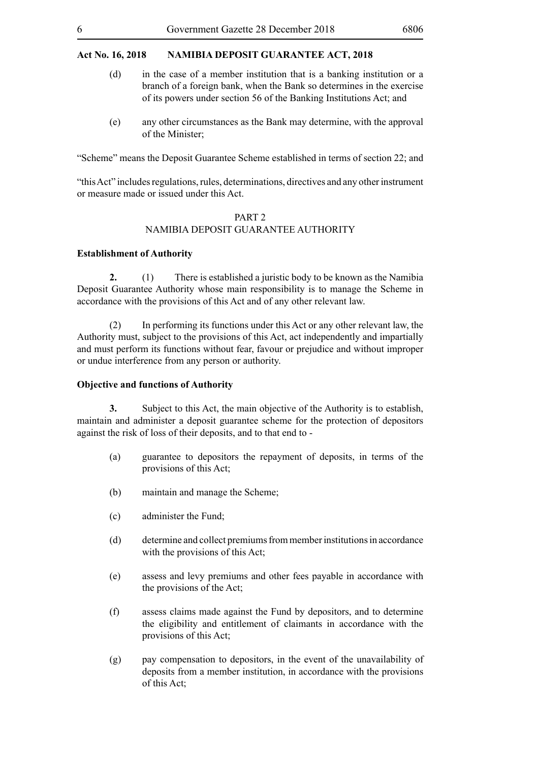(d) in the case of a member institution that is a banking institution or a branch of a foreign bank, when the Bank so determines in the exercise of its powers under section 56 of the Banking Institutions Act; and

(e) any other circumstances as the Bank may determine, with the approval of the Minister;

"Scheme" means the Deposit Guarantee Scheme established in terms of section 22; and

"this Act" includes regulations, rules, determinations, directives and any other instrument or measure made or issued under this Act.

## PART 2
## NAMIBIA DEPOSIT GUARANTEE AUTHORITY

**Establishment of Authority**

**2.** (1) There is established a juristic body to be known as the Namibia Deposit Guarantee Authority whose main responsibility is to manage the Scheme in accordance with the provisions of this Act and of any other relevant law.

(2) In performing its functions under this Act or any other relevant law, the Authority must, subject to the provisions of this Act, act independently and impartially and must perform its functions without fear, favour or prejudice and without improper or undue interference from any person or authority.

**Objective and functions of Authority**

**3.** Subject to this Act, the main objective of the Authority is to establish, maintain and administer a deposit guarantee scheme for the protection of depositors against the risk of loss of their deposits, and to that end to -

(a) guarantee to depositors the repayment of deposits, in terms of the provisions of this Act;

(b) maintain and manage the Scheme;

(c) administer the Fund;

(d) determine and collect premiums from member institutions in accordance with the provisions of this Act;

(e) assess and levy premiums and other fees payable in accordance with the provisions of the Act;

(f) assess claims made against the Fund by depositors, and to determine the eligibility and entitlement of claimants in accordance with the provisions of this Act;

(g) pay compensation to depositors, in the event of the unavailability of deposits from a member institution, in accordance with the provisions of this Act;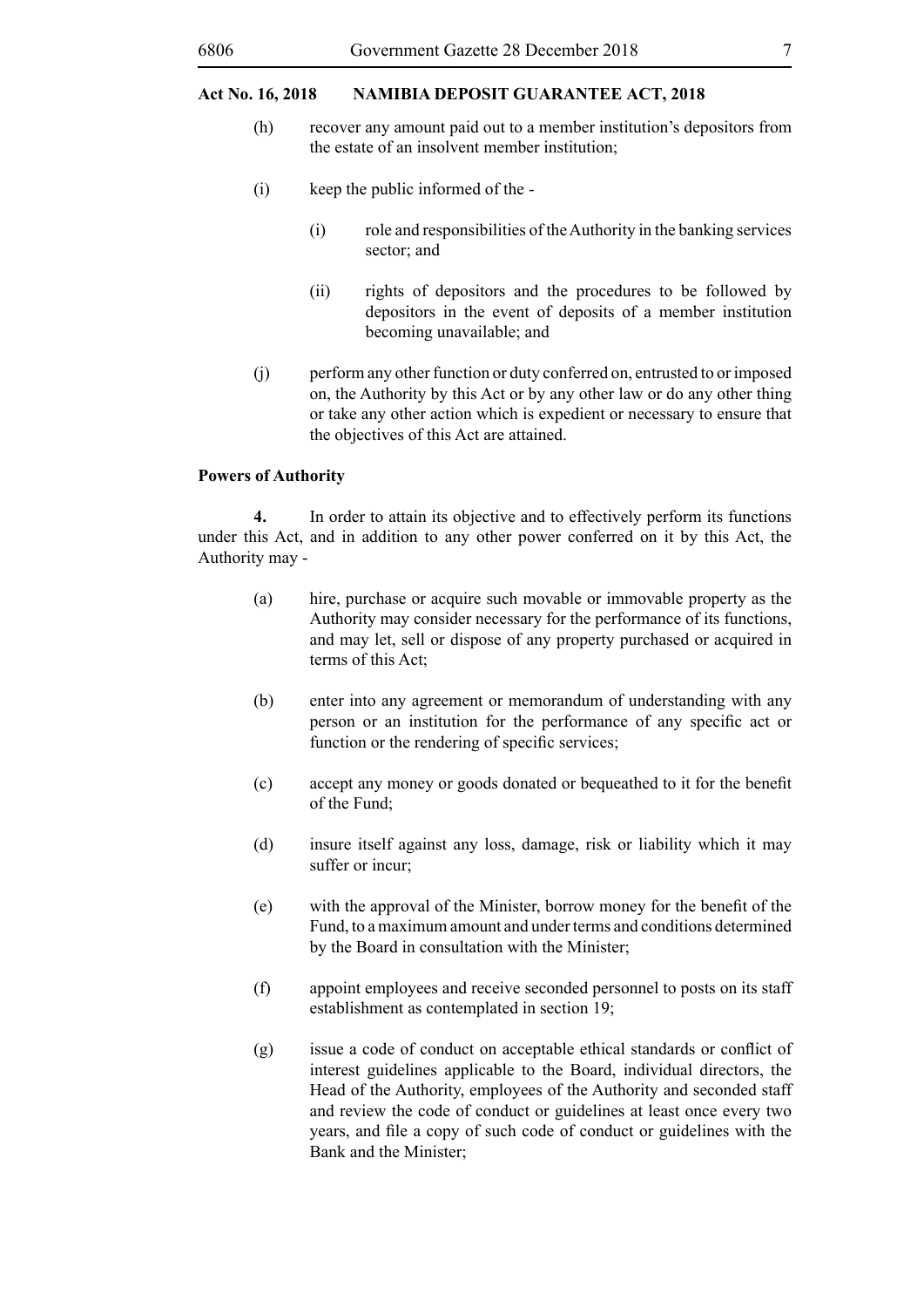(h) recover any amount paid out to a member institution's depositors from the estate of an insolvent member institution;

(i) keep the public informed of the -

  (i) role and responsibilities of the Authority in the banking services sector; and

  (ii) rights of depositors and the procedures to be followed by depositors in the event of deposits of a member institution becoming unavailable; and

(j) perform any other function or duty conferred on, entrusted to or imposed on, the Authority by this Act or by any other law or do any other thing or take any other action which is expedient or necessary to ensure that the objectives of this Act are attained.

**Powers of Authority**

**4.** In order to attain its objective and to effectively perform its functions under this Act, and in addition to any other power conferred on it by this Act, the Authority may -

(a) hire, purchase or acquire such movable or immovable property as the Authority may consider necessary for the performance of its functions, and may let, sell or dispose of any property purchased or acquired in terms of this Act;

(b) enter into any agreement or memorandum of understanding with any person or an institution for the performance of any specific act or function or the rendering of specific services;

(c) accept any money or goods donated or bequeathed to it for the benefit of the Fund;

(d) insure itself against any loss, damage, risk or liability which it may suffer or incur;

(e) with the approval of the Minister, borrow money for the benefit of the Fund, to a maximum amount and under terms and conditions determined by the Board in consultation with the Minister;

(f) appoint employees and receive seconded personnel to posts on its staff establishment as contemplated in section 19;

(g) issue a code of conduct on acceptable ethical standards or conflict of interest guidelines applicable to the Board, individual directors, the Head of the Authority, employees of the Authority and seconded staff and review the code of conduct or guidelines at least once every two years, and file a copy of such code of conduct or guidelines with the Bank and the Minister;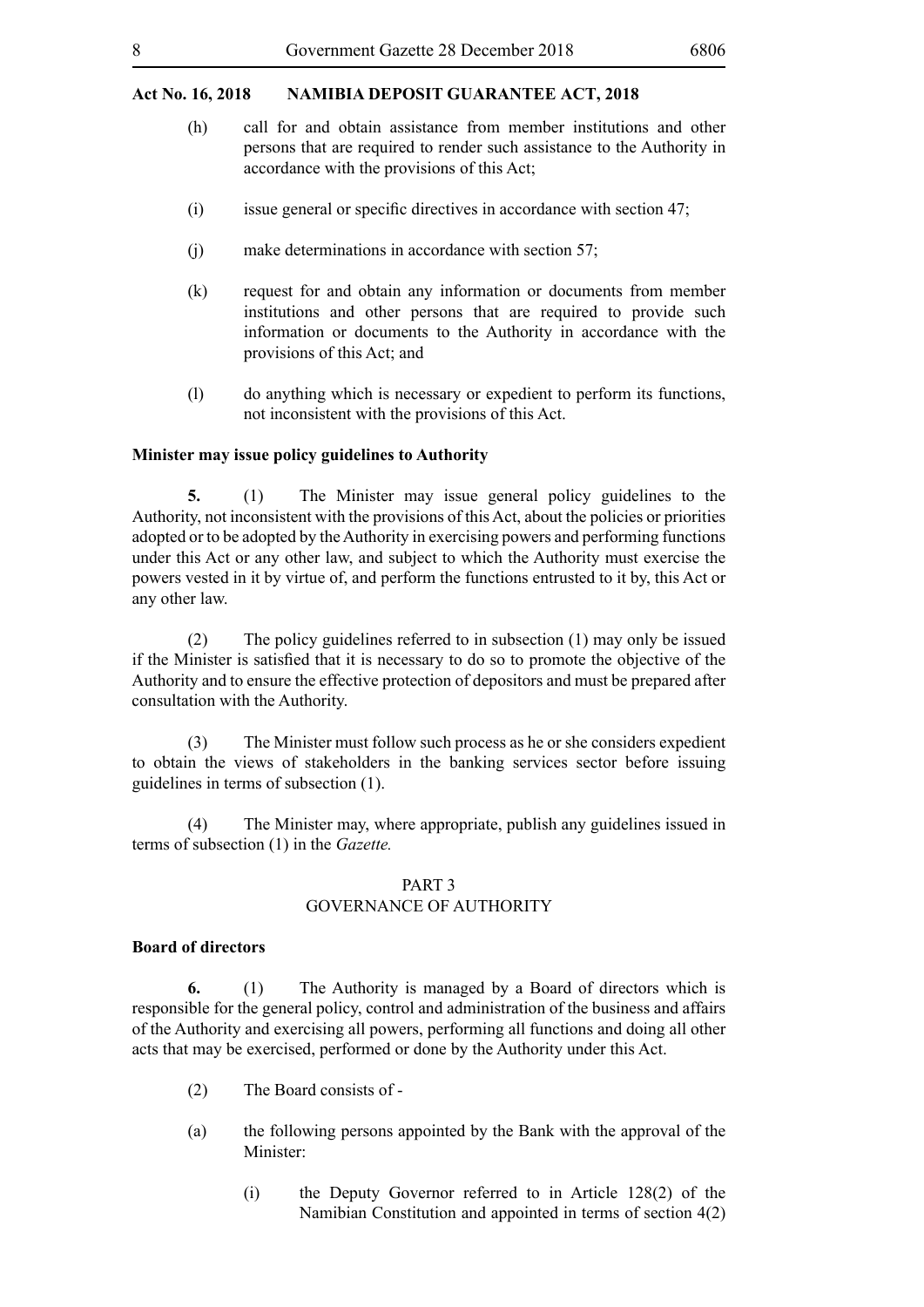(h) call for and obtain assistance from member institutions and other persons that are required to render such assistance to the Authority in accordance with the provisions of this Act;

(i) issue general or specific directives in accordance with section 47;

(j) make determinations in accordance with section 57;

(k) request for and obtain any information or documents from member institutions and other persons that are required to provide such information or documents to the Authority in accordance with the provisions of this Act; and

(l) do anything which is necessary or expedient to perform its functions, not inconsistent with the provisions of this Act.

**Minister may issue policy guidelines to Authority**

**5.** (1) The Minister may issue general policy guidelines to the Authority, not inconsistent with the provisions of this Act, about the policies or priorities adopted or to be adopted by the Authority in exercising powers and performing functions under this Act or any other law, and subject to which the Authority must exercise the powers vested in it by virtue of, and perform the functions entrusted to it by, this Act or any other law.

(2) The policy guidelines referred to in subsection (1) may only be issued if the Minister is satisfied that it is necessary to do so to promote the objective of the Authority and to ensure the effective protection of depositors and must be prepared after consultation with the Authority.

(3) The Minister must follow such process as he or she considers expedient to obtain the views of stakeholders in the banking services sector before issuing guidelines in terms of subsection (1).

(4) The Minister may, where appropriate, publish any guidelines issued in terms of subsection (1) in the *Gazette.*

## PART 3
## GOVERNANCE OF AUTHORITY

**Board of directors**

**6.** (1) The Authority is managed by a Board of directors which is responsible for the general policy, control and administration of the business and affairs of the Authority and exercising all powers, performing all functions and doing all other acts that may be exercised, performed or done by the Authority under this Act.

(2) The Board consists of -

(a) the following persons appointed by the Bank with the approval of the Minister:

(i) the Deputy Governor referred to in Article 128(2) of the Namibian Constitution and appointed in terms of section 4(2)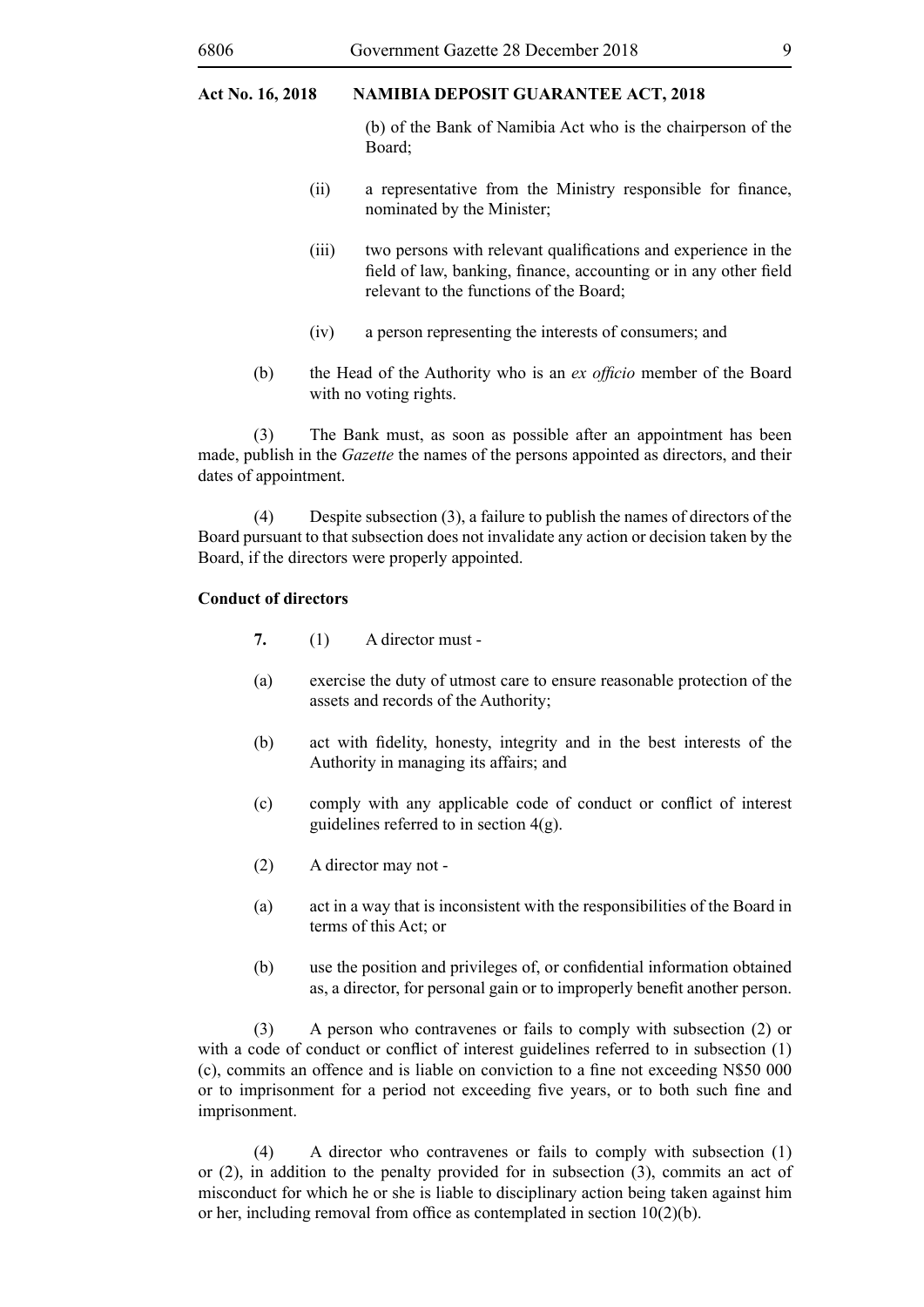(b) of the Bank of Namibia Act who is the chairperson of the Board;

(ii) a representative from the Ministry responsible for finance, nominated by the Minister;

(iii) two persons with relevant qualifications and experience in the field of law, banking, finance, accounting or in any other field relevant to the functions of the Board;

(iv) a person representing the interests of consumers; and

(b) the Head of the Authority who is an *ex officio* member of the Board with no voting rights.

(3) The Bank must, as soon as possible after an appointment has been made, publish in the *Gazette* the names of the persons appointed as directors, and their dates of appointment.

(4) Despite subsection (3), a failure to publish the names of directors of the Board pursuant to that subsection does not invalidate any action or decision taken by the Board, if the directors were properly appointed.

**Conduct of directors**

**7.** (1) A director must -

(a) exercise the duty of utmost care to ensure reasonable protection of the assets and records of the Authority;

(b) act with fidelity, honesty, integrity and in the best interests of the Authority in managing its affairs; and

(c) comply with any applicable code of conduct or conflict of interest guidelines referred to in section 4(g).

(2) A director may not -

(a) act in a way that is inconsistent with the responsibilities of the Board in terms of this Act; or

(b) use the position and privileges of, or confidential information obtained as, a director, for personal gain or to improperly benefit another person.

(3) A person who contravenes or fails to comply with subsection (2) or with a code of conduct or conflict of interest guidelines referred to in subsection (1)(c), commits an offence and is liable on conviction to a fine not exceeding N$50 000 or to imprisonment for a period not exceeding five years, or to both such fine and imprisonment.

(4) A director who contravenes or fails to comply with subsection (1) or (2), in addition to the penalty provided for in subsection (3), commits an act of misconduct for which he or she is liable to disciplinary action being taken against him or her, including removal from office as contemplated in section 10(2)(b).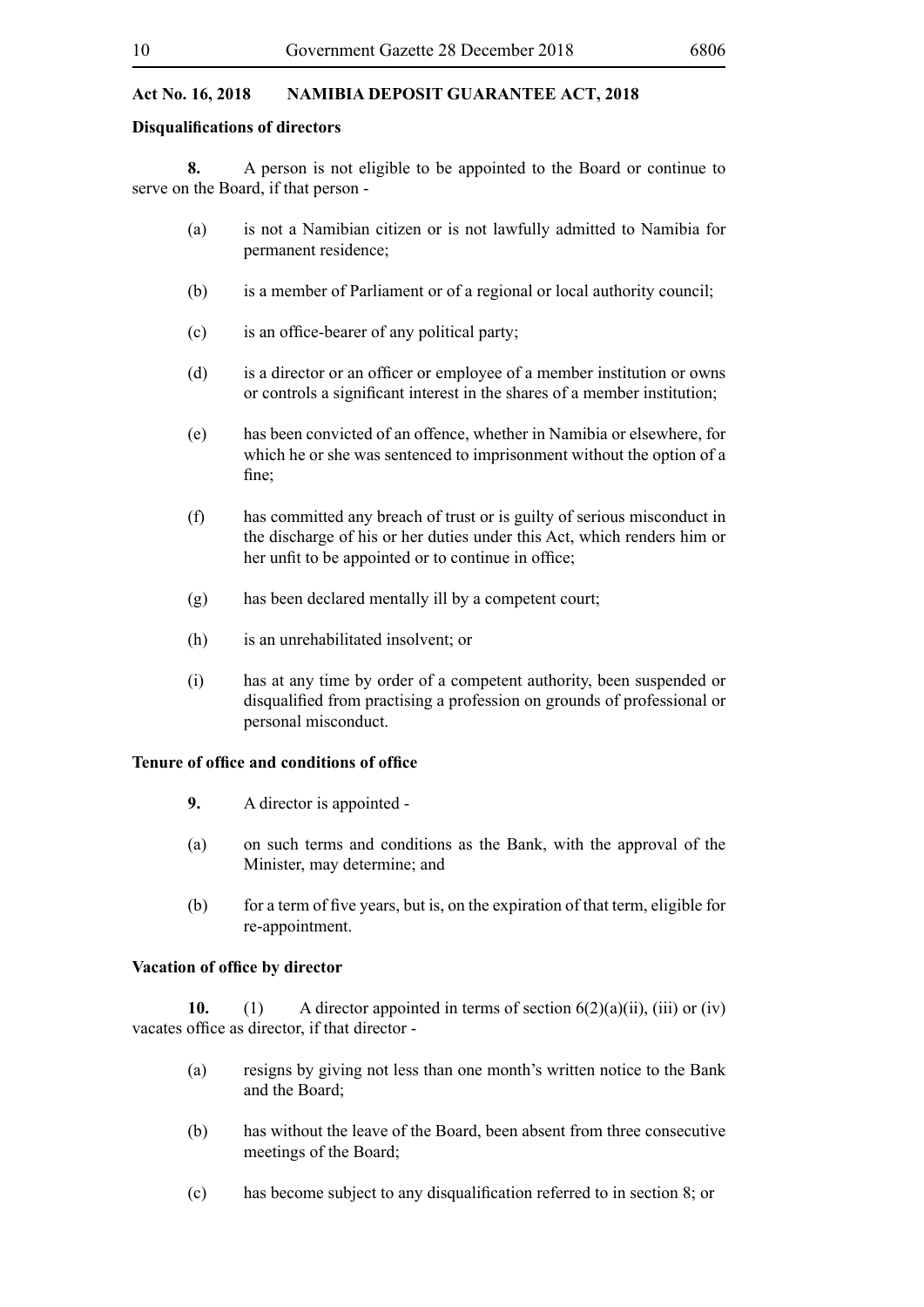**Disqualifications of directors**

**8.** A person is not eligible to be appointed to the Board or continue to serve on the Board, if that person -

(a) is not a Namibian citizen or is not lawfully admitted to Namibia for permanent residence;

(b) is a member of Parliament or of a regional or local authority council;

(c) is an office-bearer of any political party;

(d) is a director or an officer or employee of a member institution or owns or controls a significant interest in the shares of a member institution;

(e) has been convicted of an offence, whether in Namibia or elsewhere, for which he or she was sentenced to imprisonment without the option of a fine;

(f) has committed any breach of trust or is guilty of serious misconduct in the discharge of his or her duties under this Act, which renders him or her unfit to be appointed or to continue in office;

(g) has been declared mentally ill by a competent court;

(h) is an unrehabilitated insolvent; or

(i) has at any time by order of a competent authority, been suspended or disqualified from practising a profession on grounds of professional or personal misconduct.

**Tenure of office and conditions of office**

**9.** A director is appointed -

(a) on such terms and conditions as the Bank, with the approval of the Minister, may determine; and

(b) for a term of five years, but is, on the expiration of that term, eligible for re-appointment.

**Vacation of office by director**

**10.** (1) A director appointed in terms of section 6(2)(a)(ii), (iii) or (iv) vacates office as director, if that director -

(a) resigns by giving not less than one month's written notice to the Bank and the Board;

(b) has without the leave of the Board, been absent from three consecutive meetings of the Board;

(c) has become subject to any disqualification referred to in section 8; or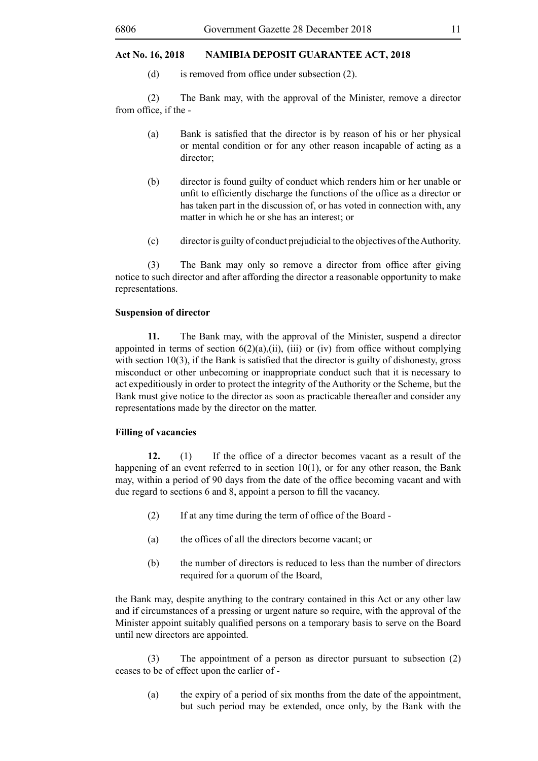(d) is removed from office under subsection (2).

(2) The Bank may, with the approval of the Minister, remove a director from office, if the -

(a) Bank is satisfied that the director is by reason of his or her physical or mental condition or for any other reason incapable of acting as a director;

(b) director is found guilty of conduct which renders him or her unable or unfit to efficiently discharge the functions of the office as a director or has taken part in the discussion of, or has voted in connection with, any matter in which he or she has an interest; or

(c) director is guilty of conduct prejudicial to the objectives of the Authority.

(3) The Bank may only so remove a director from office after giving notice to such director and after affording the director a reasonable opportunity to make representations.

**Suspension of director**

**11.** The Bank may, with the approval of the Minister, suspend a director appointed in terms of section 6(2)(a),(ii), (iii) or (iv) from office without complying with section 10(3), if the Bank is satisfied that the director is guilty of dishonesty, gross misconduct or other unbecoming or inappropriate conduct such that it is necessary to act expeditiously in order to protect the integrity of the Authority or the Scheme, but the Bank must give notice to the director as soon as practicable thereafter and consider any representations made by the director on the matter.

**Filling of vacancies**

**12.** (1) If the office of a director becomes vacant as a result of the happening of an event referred to in section 10(1), or for any other reason, the Bank may, within a period of 90 days from the date of the office becoming vacant and with due regard to sections 6 and 8, appoint a person to fill the vacancy.

(2) If at any time during the term of office of the Board -

(a) the offices of all the directors become vacant; or

(b) the number of directors is reduced to less than the number of directors required for a quorum of the Board,

the Bank may, despite anything to the contrary contained in this Act or any other law and if circumstances of a pressing or urgent nature so require, with the approval of the Minister appoint suitably qualified persons on a temporary basis to serve on the Board until new directors are appointed.

(3) The appointment of a person as director pursuant to subsection (2) ceases to be of effect upon the earlier of -

(a) the expiry of a period of six months from the date of the appointment, but such period may be extended, once only, by the Bank with the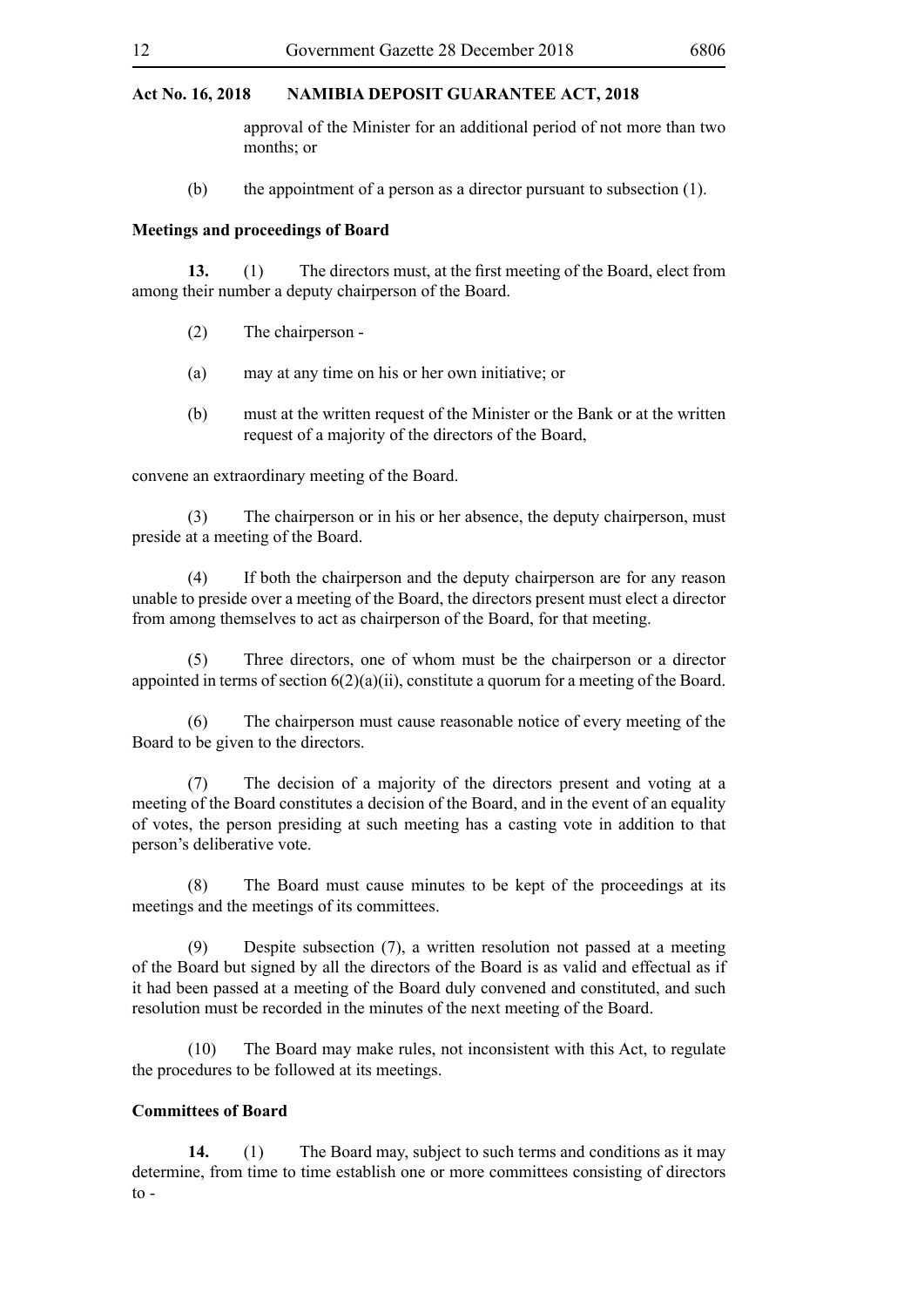approval of the Minister for an additional period of not more than two months; or

(b) the appointment of a person as a director pursuant to subsection (1).

**Meetings and proceedings of Board**

**13.** (1) The directors must, at the first meeting of the Board, elect from among their number a deputy chairperson of the Board.

(2) The chairperson -

(a) may at any time on his or her own initiative; or

(b) must at the written request of the Minister or the Bank or at the written request of a majority of the directors of the Board,

convene an extraordinary meeting of the Board.

(3) The chairperson or in his or her absence, the deputy chairperson, must preside at a meeting of the Board.

(4) If both the chairperson and the deputy chairperson are for any reason unable to preside over a meeting of the Board, the directors present must elect a director from among themselves to act as chairperson of the Board, for that meeting.

(5) Three directors, one of whom must be the chairperson or a director appointed in terms of section 6(2)(a)(ii), constitute a quorum for a meeting of the Board.

(6) The chairperson must cause reasonable notice of every meeting of the Board to be given to the directors.

(7) The decision of a majority of the directors present and voting at a meeting of the Board constitutes a decision of the Board, and in the event of an equality of votes, the person presiding at such meeting has a casting vote in addition to that person's deliberative vote.

(8) The Board must cause minutes to be kept of the proceedings at its meetings and the meetings of its committees.

(9) Despite subsection (7), a written resolution not passed at a meeting of the Board but signed by all the directors of the Board is as valid and effectual as if it had been passed at a meeting of the Board duly convened and constituted, and such resolution must be recorded in the minutes of the next meeting of the Board.

(10) The Board may make rules, not inconsistent with this Act, to regulate the procedures to be followed at its meetings.

**Committees of Board**

**14.** (1) The Board may, subject to such terms and conditions as it may determine, from time to time establish one or more committees consisting of directors to -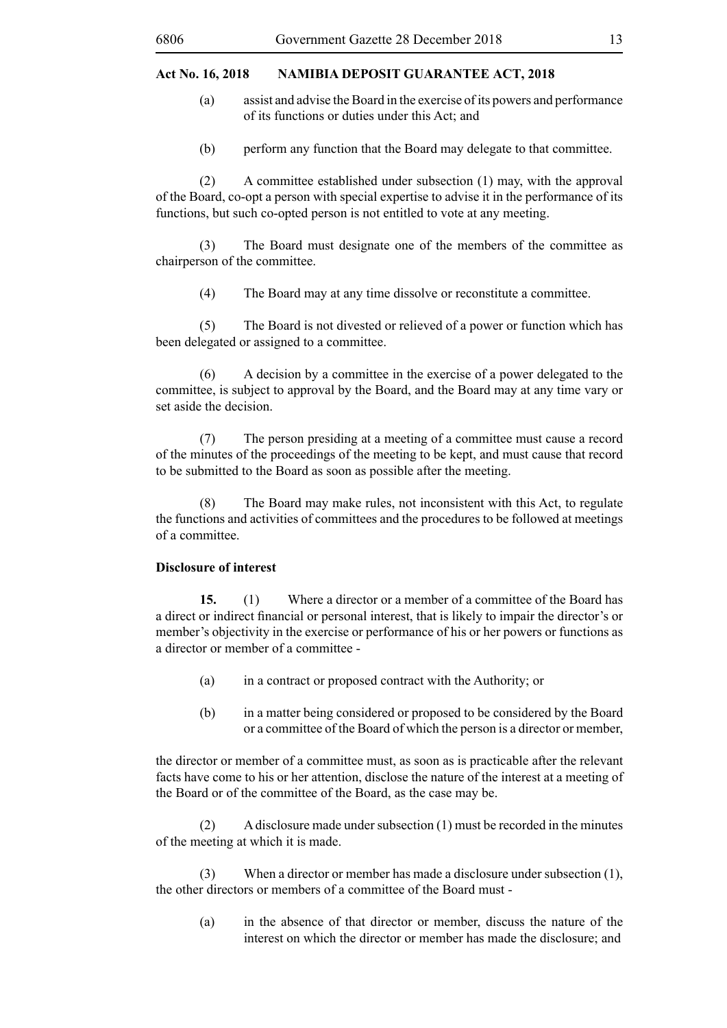(a) assist and advise the Board in the exercise of its powers and performance of its functions or duties under this Act; and

(b) perform any function that the Board may delegate to that committee.

(2) A committee established under subsection (1) may, with the approval of the Board, co-opt a person with special expertise to advise it in the performance of its functions, but such co-opted person is not entitled to vote at any meeting.

(3) The Board must designate one of the members of the committee as chairperson of the committee.

(4) The Board may at any time dissolve or reconstitute a committee.

(5) The Board is not divested or relieved of a power or function which has been delegated or assigned to a committee.

(6) A decision by a committee in the exercise of a power delegated to the committee, is subject to approval by the Board, and the Board may at any time vary or set aside the decision.

(7) The person presiding at a meeting of a committee must cause a record of the minutes of the proceedings of the meeting to be kept, and must cause that record to be submitted to the Board as soon as possible after the meeting.

(8) The Board may make rules, not inconsistent with this Act, to regulate the functions and activities of committees and the procedures to be followed at meetings of a committee.

**Disclosure of interest**

**15.** (1) Where a director or a member of a committee of the Board has a direct or indirect financial or personal interest, that is likely to impair the director's or member's objectivity in the exercise or performance of his or her powers or functions as a director or member of a committee -

(a) in a contract or proposed contract with the Authority; or

(b) in a matter being considered or proposed to be considered by the Board or a committee of the Board of which the person is a director or member,

the director or member of a committee must, as soon as is practicable after the relevant facts have come to his or her attention, disclose the nature of the interest at a meeting of the Board or of the committee of the Board, as the case may be.

(2) A disclosure made under subsection (1) must be recorded in the minutes of the meeting at which it is made.

(3) When a director or member has made a disclosure under subsection (1), the other directors or members of a committee of the Board must -

(a) in the absence of that director or member, discuss the nature of the interest on which the director or member has made the disclosure; and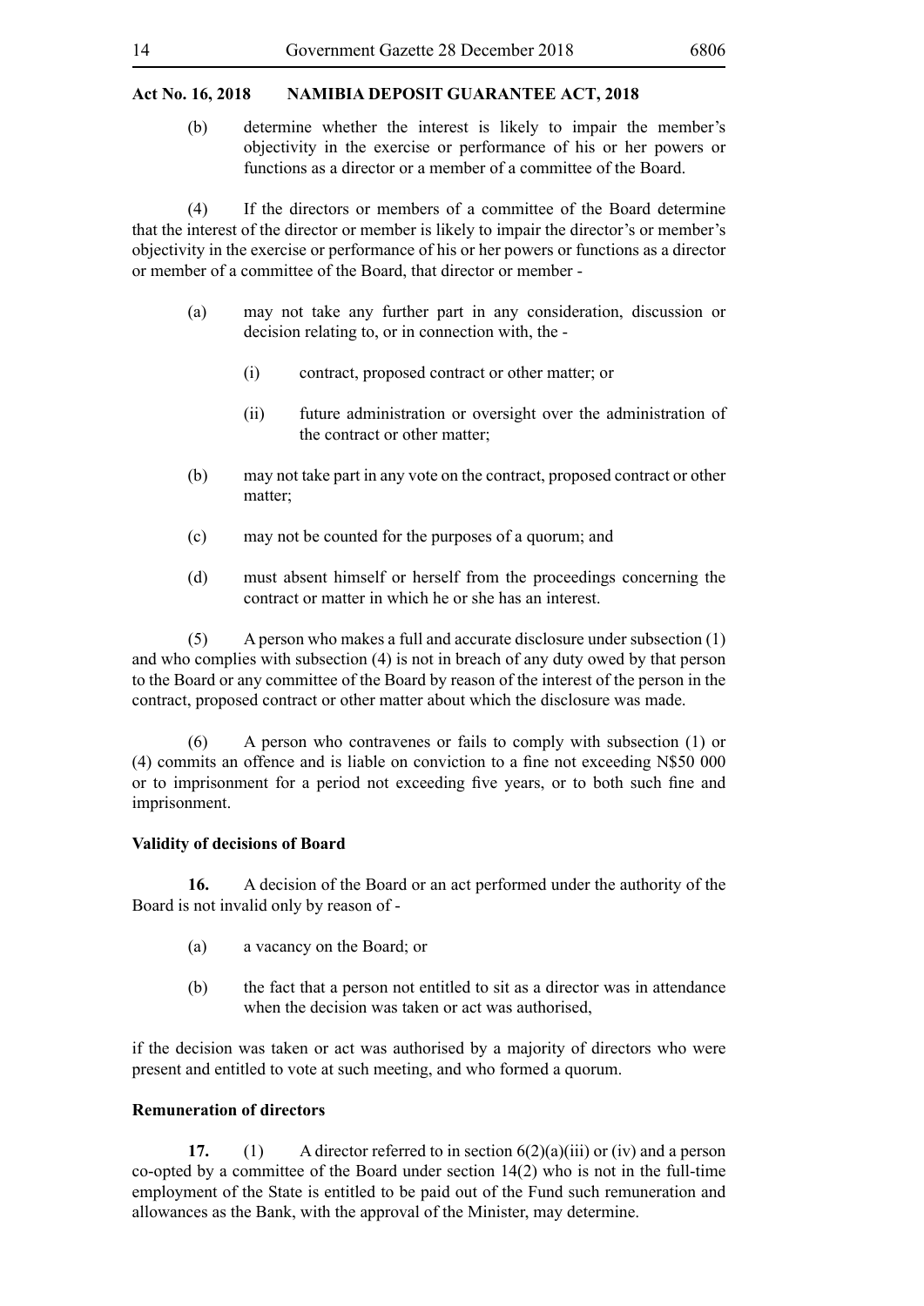(b) determine whether the interest is likely to impair the member's objectivity in the exercise or performance of his or her powers or functions as a director or a member of a committee of the Board.

(4) If the directors or members of a committee of the Board determine that the interest of the director or member is likely to impair the director's or member's objectivity in the exercise or performance of his or her powers or functions as a director or member of a committee of the Board, that director or member -

(a) may not take any further part in any consideration, discussion or decision relating to, or in connection with, the -

(i) contract, proposed contract or other matter; or

(ii) future administration or oversight over the administration of the contract or other matter;

(b) may not take part in any vote on the contract, proposed contract or other matter;

(c) may not be counted for the purposes of a quorum; and

(d) must absent himself or herself from the proceedings concerning the contract or matter in which he or she has an interest.

(5) A person who makes a full and accurate disclosure under subsection (1) and who complies with subsection (4) is not in breach of any duty owed by that person to the Board or any committee of the Board by reason of the interest of the person in the contract, proposed contract or other matter about which the disclosure was made.

(6) A person who contravenes or fails to comply with subsection (1) or (4) commits an offence and is liable on conviction to a fine not exceeding N$50 000 or to imprisonment for a period not exceeding five years, or to both such fine and imprisonment.

**Validity of decisions of Board**

**16.** A decision of the Board or an act performed under the authority of the Board is not invalid only by reason of -

(a) a vacancy on the Board; or

(b) the fact that a person not entitled to sit as a director was in attendance when the decision was taken or act was authorised,

if the decision was taken or act was authorised by a majority of directors who were present and entitled to vote at such meeting, and who formed a quorum.

**Remuneration of directors**

**17.** (1) A director referred to in section 6(2)(a)(iii) or (iv) and a person co-opted by a committee of the Board under section 14(2) who is not in the full-time employment of the State is entitled to be paid out of the Fund such remuneration and allowances as the Bank, with the approval of the Minister, may determine.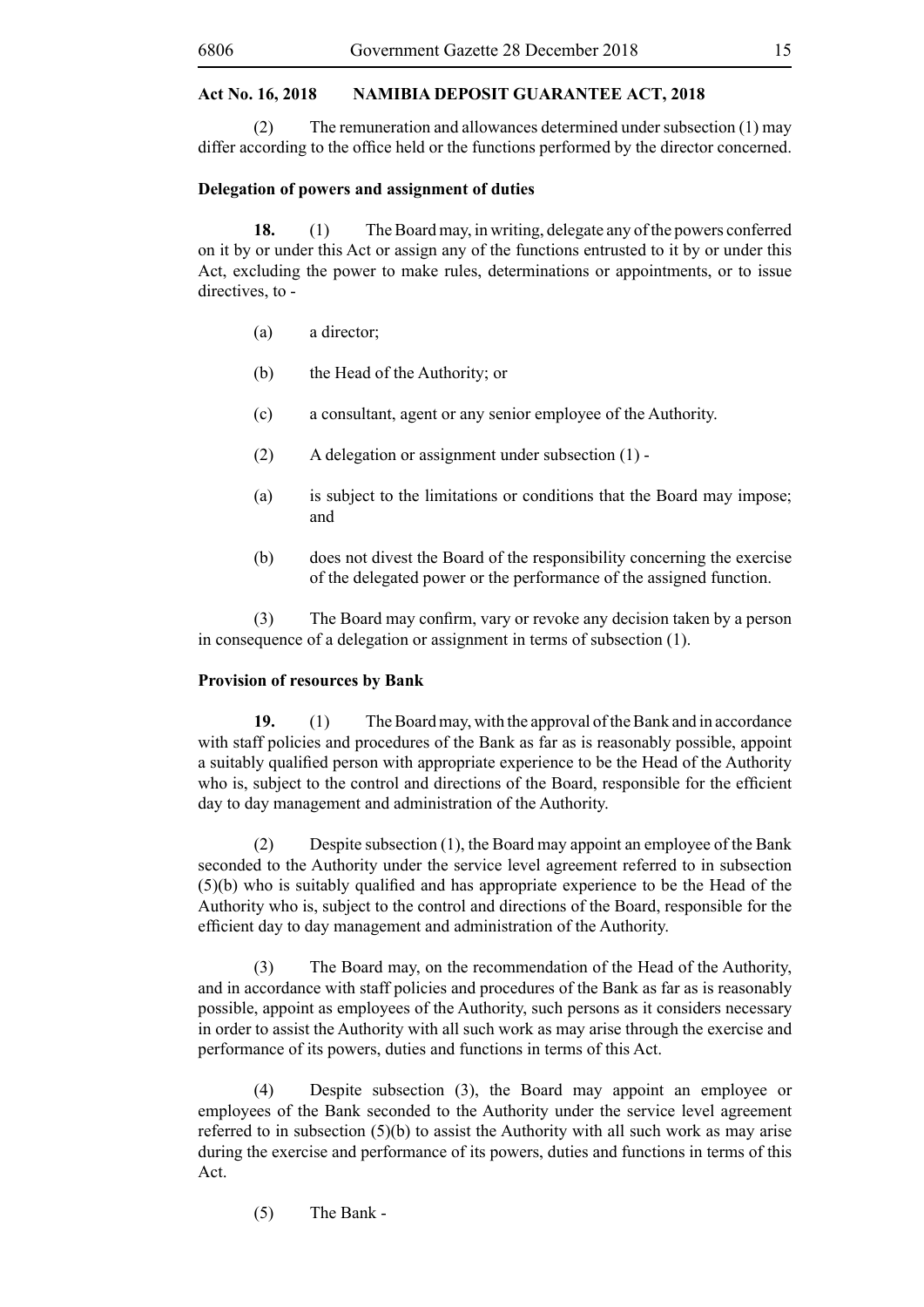(2) The remuneration and allowances determined under subsection (1) may differ according to the office held or the functions performed by the director concerned.

**Delegation of powers and assignment of duties**

**18.** (1) The Board may, in writing, delegate any of the powers conferred on it by or under this Act or assign any of the functions entrusted to it by or under this Act, excluding the power to make rules, determinations or appointments, or to issue directives, to -

(a) a director;

(b) the Head of the Authority; or

(c) a consultant, agent or any senior employee of the Authority.

(2) A delegation or assignment under subsection (1) -

(a) is subject to the limitations or conditions that the Board may impose; and

(b) does not divest the Board of the responsibility concerning the exercise of the delegated power or the performance of the assigned function.

(3) The Board may confirm, vary or revoke any decision taken by a person in consequence of a delegation or assignment in terms of subsection (1).

**Provision of resources by Bank**

**19.** (1) The Board may, with the approval of the Bank and in accordance with staff policies and procedures of the Bank as far as is reasonably possible, appoint a suitably qualified person with appropriate experience to be the Head of the Authority who is, subject to the control and directions of the Board, responsible for the efficient day to day management and administration of the Authority.

(2) Despite subsection (1), the Board may appoint an employee of the Bank seconded to the Authority under the service level agreement referred to in subsection (5)(b) who is suitably qualified and has appropriate experience to be the Head of the Authority who is, subject to the control and directions of the Board, responsible for the efficient day to day management and administration of the Authority.

(3) The Board may, on the recommendation of the Head of the Authority, and in accordance with staff policies and procedures of the Bank as far as is reasonably possible, appoint as employees of the Authority, such persons as it considers necessary in order to assist the Authority with all such work as may arise through the exercise and performance of its powers, duties and functions in terms of this Act.

(4) Despite subsection (3), the Board may appoint an employee or employees of the Bank seconded to the Authority under the service level agreement referred to in subsection (5)(b) to assist the Authority with all such work as may arise during the exercise and performance of its powers, duties and functions in terms of this Act.

(5) The Bank -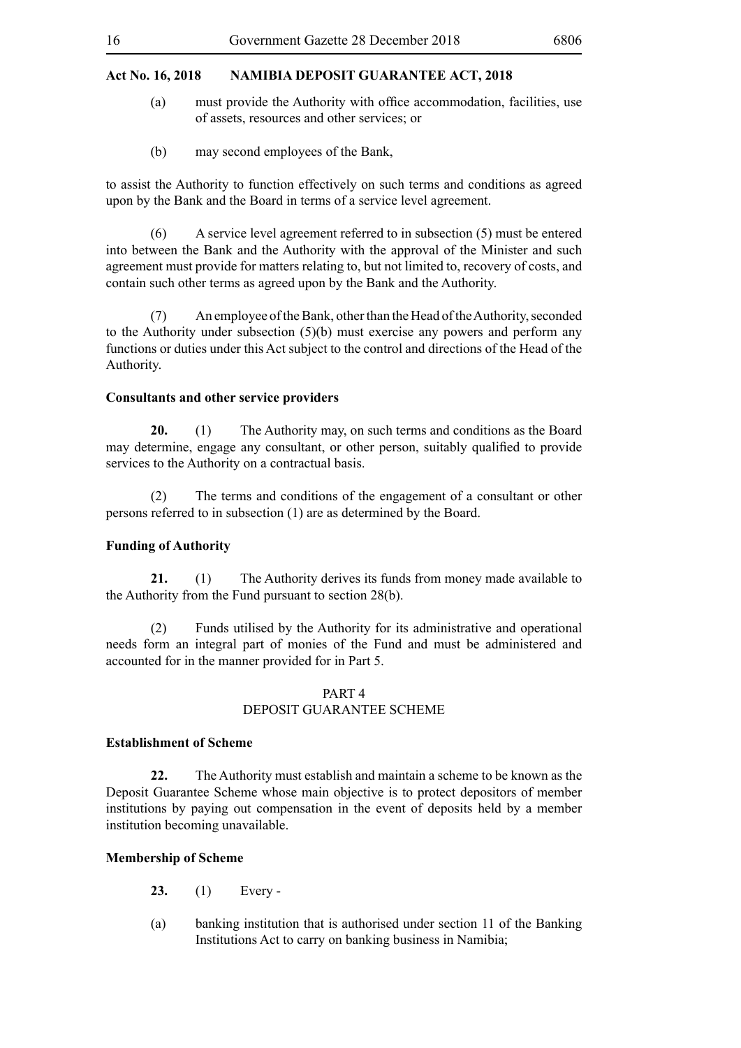(a) must provide the Authority with office accommodation, facilities, use of assets, resources and other services; or

(b) may second employees of the Bank,

to assist the Authority to function effectively on such terms and conditions as agreed upon by the Bank and the Board in terms of a service level agreement.

(6) A service level agreement referred to in subsection (5) must be entered into between the Bank and the Authority with the approval of the Minister and such agreement must provide for matters relating to, but not limited to, recovery of costs, and contain such other terms as agreed upon by the Bank and the Authority.

(7) An employee of the Bank, other than the Head of the Authority, seconded to the Authority under subsection (5)(b) must exercise any powers and perform any functions or duties under this Act subject to the control and directions of the Head of the Authority.

**Consultants and other service providers**

**20.** (1) The Authority may, on such terms and conditions as the Board may determine, engage any consultant, or other person, suitably qualified to provide services to the Authority on a contractual basis.

(2) The terms and conditions of the engagement of a consultant or other persons referred to in subsection (1) are as determined by the Board.

**Funding of Authority**

**21.** (1) The Authority derives its funds from money made available to the Authority from the Fund pursuant to section 28(b).

(2) Funds utilised by the Authority for its administrative and operational needs form an integral part of monies of the Fund and must be administered and accounted for in the manner provided for in Part 5.

## PART 4
## DEPOSIT GUARANTEE SCHEME

**Establishment of Scheme**

**22.** The Authority must establish and maintain a scheme to be known as the Deposit Guarantee Scheme whose main objective is to protect depositors of member institutions by paying out compensation in the event of deposits held by a member institution becoming unavailable.

**Membership of Scheme**

**23.** (1) Every -

(a) banking institution that is authorised under section 11 of the Banking Institutions Act to carry on banking business in Namibia;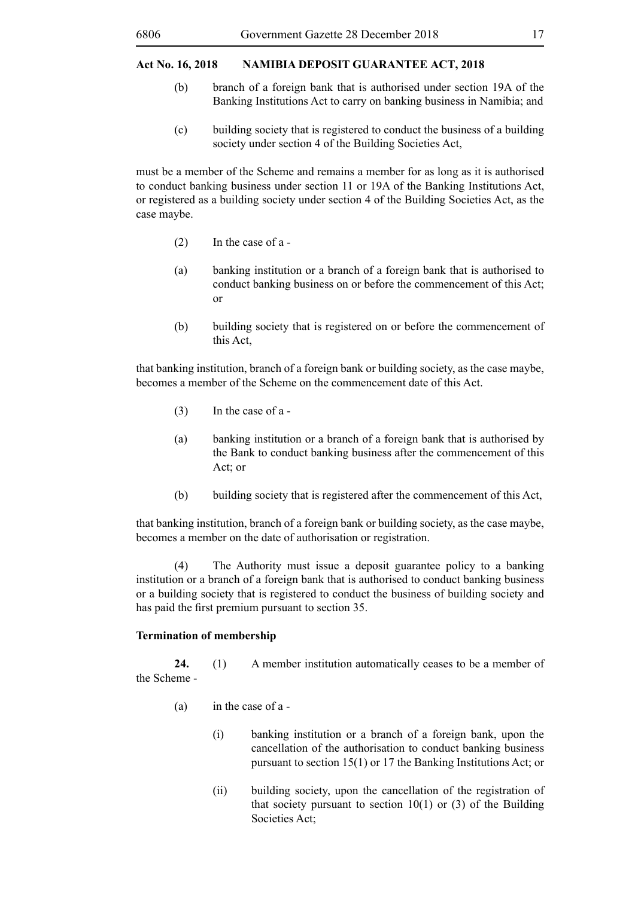(b) branch of a foreign bank that is authorised under section 19A of the Banking Institutions Act to carry on banking business in Namibia; and

(c) building society that is registered to conduct the business of a building society under section 4 of the Building Societies Act,

must be a member of the Scheme and remains a member for as long as it is authorised to conduct banking business under section 11 or 19A of the Banking Institutions Act, or registered as a building society under section 4 of the Building Societies Act, as the case maybe.

(2) In the case of a -

(a) banking institution or a branch of a foreign bank that is authorised to conduct banking business on or before the commencement of this Act; or

(b) building society that is registered on or before the commencement of this Act,

that banking institution, branch of a foreign bank or building society, as the case maybe, becomes a member of the Scheme on the commencement date of this Act.

(3) In the case of a -

(a) banking institution or a branch of a foreign bank that is authorised by the Bank to conduct banking business after the commencement of this Act; or

(b) building society that is registered after the commencement of this Act,

that banking institution, branch of a foreign bank or building society, as the case maybe, becomes a member on the date of authorisation or registration.

(4) The Authority must issue a deposit guarantee policy to a banking institution or a branch of a foreign bank that is authorised to conduct banking business or a building society that is registered to conduct the business of building society and has paid the first premium pursuant to section 35.

**Termination of membership**

**24.** (1) A member institution automatically ceases to be a member of the Scheme -

(a) in the case of a -

(i) banking institution or a branch of a foreign bank, upon the cancellation of the authorisation to conduct banking business pursuant to section 15(1) or 17 the Banking Institutions Act; or

(ii) building society, upon the cancellation of the registration of that society pursuant to section 10(1) or (3) of the Building Societies Act;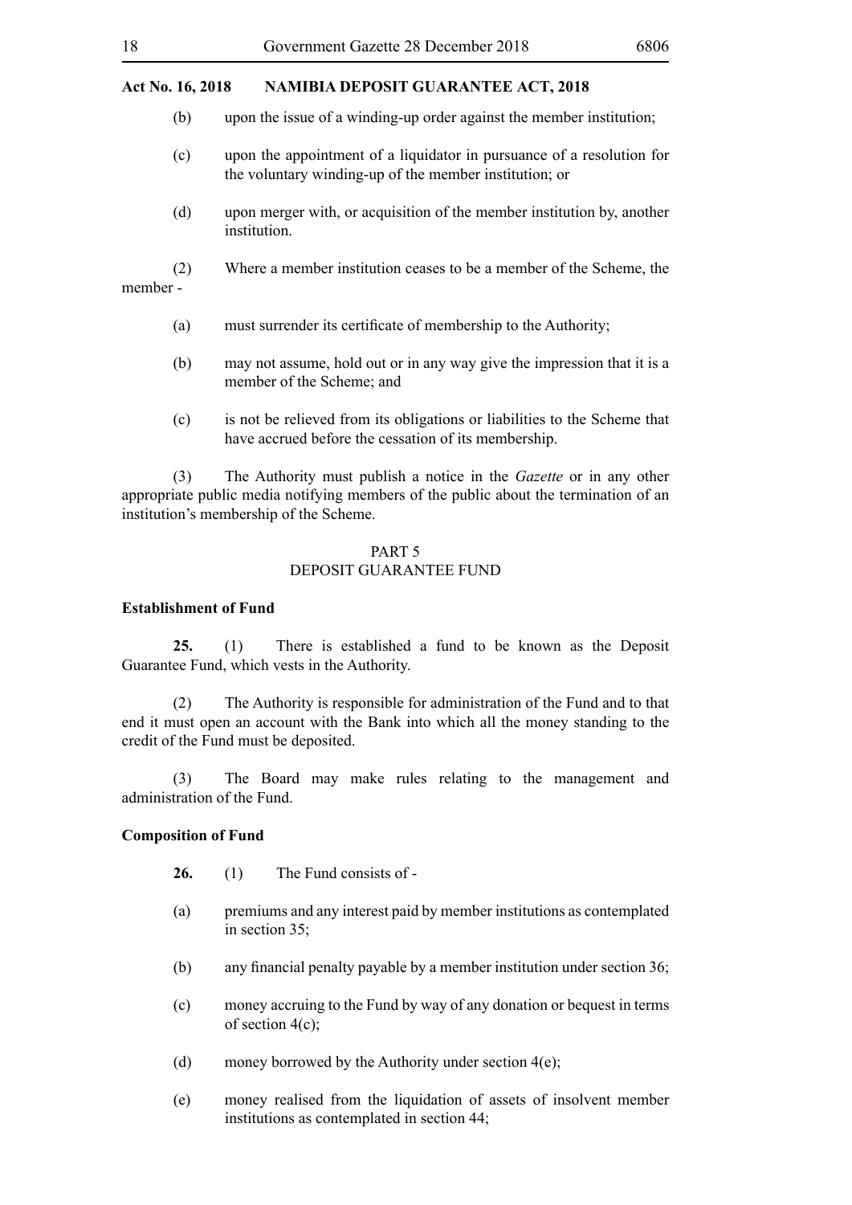(b) upon the issue of a winding-up order against the member institution;

(c) upon the appointment of a liquidator in pursuance of a resolution for the voluntary winding-up of the member institution; or

(d) upon merger with, or acquisition of the member institution by, another institution.

(2) Where a member institution ceases to be a member of the Scheme, the member -

(a) must surrender its certificate of membership to the Authority;

(b) may not assume, hold out or in any way give the impression that it is a member of the Scheme; and

(c) is not be relieved from its obligations or liabilities to the Scheme that have accrued before the cessation of its membership.

(3) The Authority must publish a notice in the *Gazette* or in any other appropriate public media notifying members of the public about the termination of an institution's membership of the Scheme.

## PART 5
## DEPOSIT GUARANTEE FUND

**Establishment of Fund**

**25.** (1) There is established a fund to be known as the Deposit Guarantee Fund, which vests in the Authority.

(2) The Authority is responsible for administration of the Fund and to that end it must open an account with the Bank into which all the money standing to the credit of the Fund must be deposited.

(3) The Board may make rules relating to the management and administration of the Fund.

**Composition of Fund**

**26.** (1) The Fund consists of -

(a) premiums and any interest paid by member institutions as contemplated in section 35;

(b) any financial penalty payable by a member institution under section 36;

(c) money accruing to the Fund by way of any donation or bequest in terms of section 4(c);

(d) money borrowed by the Authority under section 4(e);

(e) money realised from the liquidation of assets of insolvent member institutions as contemplated in section 44;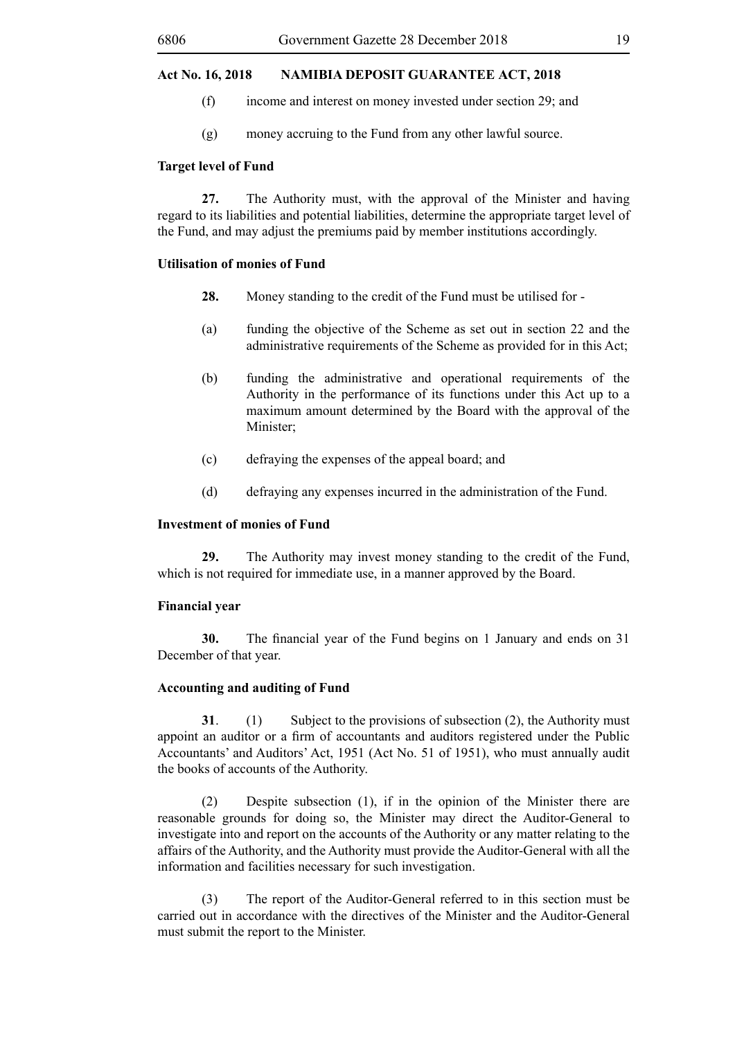(f) income and interest on money invested under section 29; and

(g) money accruing to the Fund from any other lawful source.

**Target level of Fund**

**27.** The Authority must, with the approval of the Minister and having regard to its liabilities and potential liabilities, determine the appropriate target level of the Fund, and may adjust the premiums paid by member institutions accordingly.

**Utilisation of monies of Fund**

**28.** Money standing to the credit of the Fund must be utilised for -

(a) funding the objective of the Scheme as set out in section 22 and the administrative requirements of the Scheme as provided for in this Act;

(b) funding the administrative and operational requirements of the Authority in the performance of its functions under this Act up to a maximum amount determined by the Board with the approval of the Minister;

(c) defraying the expenses of the appeal board; and

(d) defraying any expenses incurred in the administration of the Fund.

**Investment of monies of Fund**

**29.** The Authority may invest money standing to the credit of the Fund, which is not required for immediate use, in a manner approved by the Board.

**Financial year**

**30.** The financial year of the Fund begins on 1 January and ends on 31 December of that year.

**Accounting and auditing of Fund**

**31**. (1) Subject to the provisions of subsection (2), the Authority must appoint an auditor or a firm of accountants and auditors registered under the Public Accountants' and Auditors' Act, 1951 (Act No. 51 of 1951), who must annually audit the books of accounts of the Authority.

(2) Despite subsection (1), if in the opinion of the Minister there are reasonable grounds for doing so, the Minister may direct the Auditor-General to investigate into and report on the accounts of the Authority or any matter relating to the affairs of the Authority, and the Authority must provide the Auditor-General with all the information and facilities necessary for such investigation.

(3) The report of the Auditor-General referred to in this section must be carried out in accordance with the directives of the Minister and the Auditor-General must submit the report to the Minister.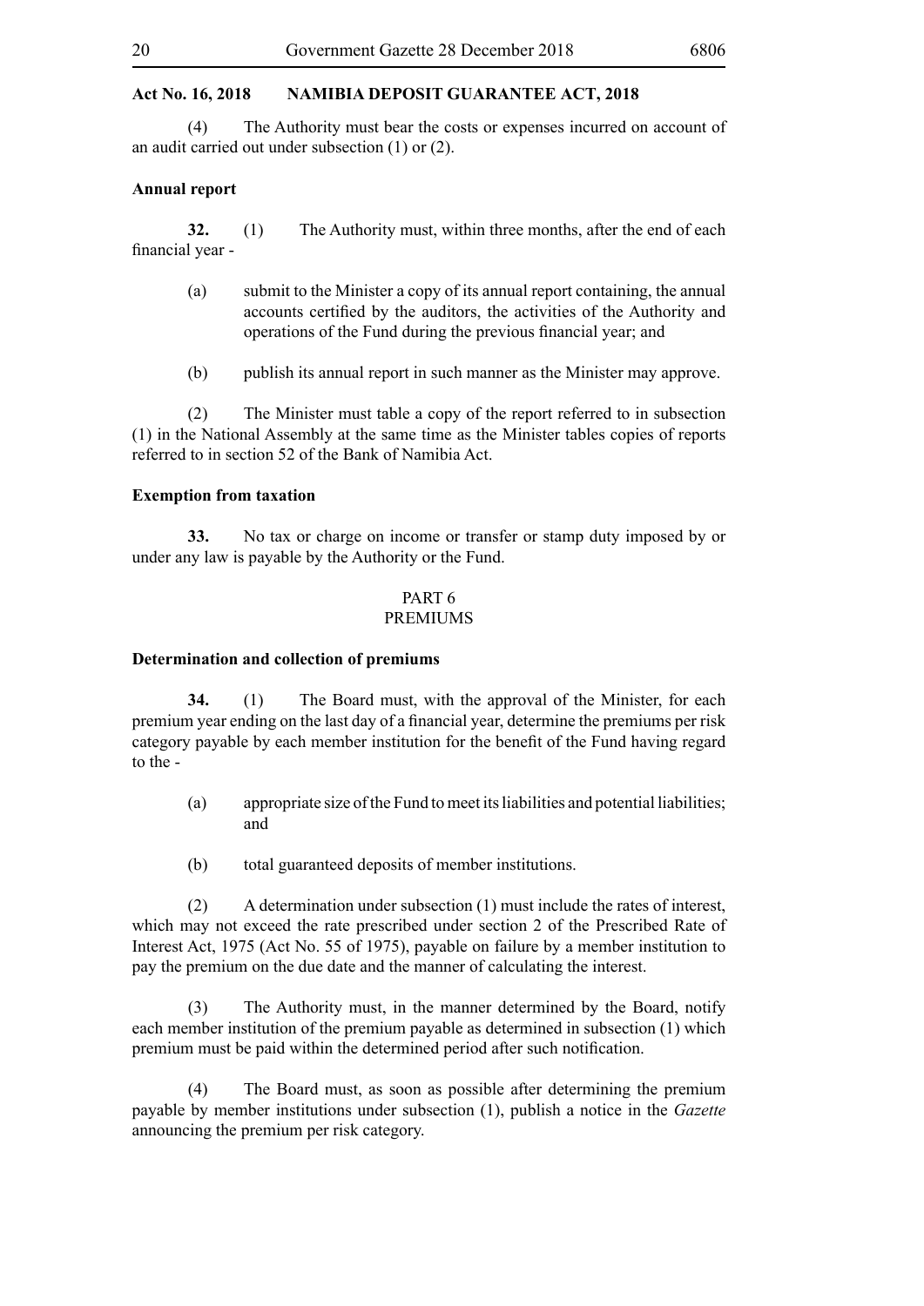(4) The Authority must bear the costs or expenses incurred on account of an audit carried out under subsection (1) or (2).

**Annual report**

**32.** (1) The Authority must, within three months, after the end of each financial year -

(a) submit to the Minister a copy of its annual report containing, the annual accounts certified by the auditors, the activities of the Authority and operations of the Fund during the previous financial year; and

(b) publish its annual report in such manner as the Minister may approve.

(2) The Minister must table a copy of the report referred to in subsection (1) in the National Assembly at the same time as the Minister tables copies of reports referred to in section 52 of the Bank of Namibia Act.

**Exemption from taxation**

**33.** No tax or charge on income or transfer or stamp duty imposed by or under any law is payable by the Authority or the Fund.

## PART 6
## PREMIUMS

**Determination and collection of premiums**

**34.** (1) The Board must, with the approval of the Minister, for each premium year ending on the last day of a financial year, determine the premiums per risk category payable by each member institution for the benefit of the Fund having regard to the -

(a) appropriate size of the Fund to meet its liabilities and potential liabilities; and

(b) total guaranteed deposits of member institutions.

(2) A determination under subsection (1) must include the rates of interest, which may not exceed the rate prescribed under section 2 of the Prescribed Rate of Interest Act, 1975 (Act No. 55 of 1975), payable on failure by a member institution to pay the premium on the due date and the manner of calculating the interest.

(3) The Authority must, in the manner determined by the Board, notify each member institution of the premium payable as determined in subsection (1) which premium must be paid within the determined period after such notification.

(4) The Board must, as soon as possible after determining the premium payable by member institutions under subsection (1), publish a notice in the *Gazette* announcing the premium per risk category.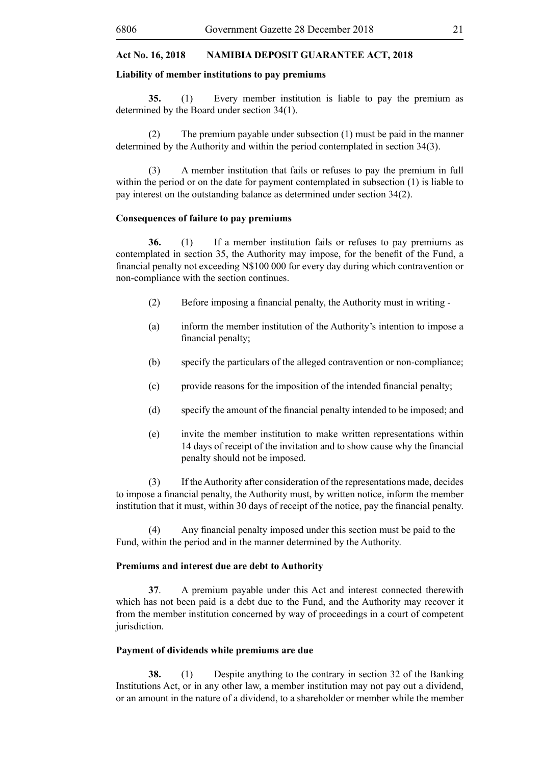**Liability of member institutions to pay premiums**

**35.** (1) Every member institution is liable to pay the premium as determined by the Board under section 34(1).

(2) The premium payable under subsection (1) must be paid in the manner determined by the Authority and within the period contemplated in section 34(3).

(3) A member institution that fails or refuses to pay the premium in full within the period or on the date for payment contemplated in subsection (1) is liable to pay interest on the outstanding balance as determined under section 34(2).

**Consequences of failure to pay premiums**

**36.** (1) If a member institution fails or refuses to pay premiums as contemplated in section 35, the Authority may impose, for the benefit of the Fund, a financial penalty not exceeding N$100 000 for every day during which contravention or non-compliance with the section continues.

(2) Before imposing a financial penalty, the Authority must in writing -

(a) inform the member institution of the Authority's intention to impose a financial penalty;

(b) specify the particulars of the alleged contravention or non-compliance;

(c) provide reasons for the imposition of the intended financial penalty;

(d) specify the amount of the financial penalty intended to be imposed; and

(e) invite the member institution to make written representations within 14 days of receipt of the invitation and to show cause why the financial penalty should not be imposed.

(3) If the Authority after consideration of the representations made, decides to impose a financial penalty, the Authority must, by written notice, inform the member institution that it must, within 30 days of receipt of the notice, pay the financial penalty.

(4) Any financial penalty imposed under this section must be paid to the Fund, within the period and in the manner determined by the Authority.

**Premiums and interest due are debt to Authority**

**37**. A premium payable under this Act and interest connected therewith which has not been paid is a debt due to the Fund, and the Authority may recover it from the member institution concerned by way of proceedings in a court of competent jurisdiction.

**Payment of dividends while premiums are due**

**38.** (1) Despite anything to the contrary in section 32 of the Banking Institutions Act, or in any other law, a member institution may not pay out a dividend, or an amount in the nature of a dividend, to a shareholder or member while the member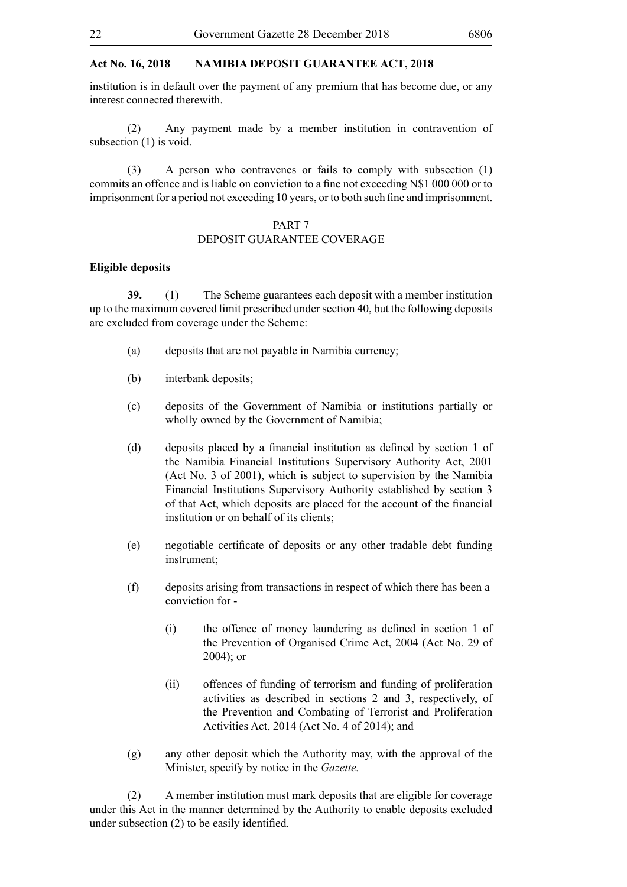institution is in default over the payment of any premium that has become due, or any interest connected therewith.

(2) Any payment made by a member institution in contravention of subsection (1) is void.

(3) A person who contravenes or fails to comply with subsection (1) commits an offence and is liable on conviction to a fine not exceeding N$1 000 000 or to imprisonment for a period not exceeding 10 years, or to both such fine and imprisonment.

## PART 7
## DEPOSIT GUARANTEE COVERAGE

**Eligible deposits**

**39.** (1) The Scheme guarantees each deposit with a member institution up to the maximum covered limit prescribed under section 40, but the following deposits are excluded from coverage under the Scheme:

(a) deposits that are not payable in Namibia currency;

(b) interbank deposits;

(c) deposits of the Government of Namibia or institutions partially or wholly owned by the Government of Namibia;

(d) deposits placed by a financial institution as defined by section 1 of the Namibia Financial Institutions Supervisory Authority Act, 2001 (Act No. 3 of 2001), which is subject to supervision by the Namibia Financial Institutions Supervisory Authority established by section 3 of that Act, which deposits are placed for the account of the financial institution or on behalf of its clients;

(e) negotiable certificate of deposits or any other tradable debt funding instrument;

(f) deposits arising from transactions in respect of which there has been a conviction for -

(i) the offence of money laundering as defined in section 1 of the Prevention of Organised Crime Act, 2004 (Act No. 29 of 2004); or

(ii) offences of funding of terrorism and funding of proliferation activities as described in sections 2 and 3, respectively, of the Prevention and Combating of Terrorist and Proliferation Activities Act, 2014 (Act No. 4 of 2014); and

(g) any other deposit which the Authority may, with the approval of the Minister, specify by notice in the *Gazette.*

(2) A member institution must mark deposits that are eligible for coverage under this Act in the manner determined by the Authority to enable deposits excluded under subsection (2) to be easily identified.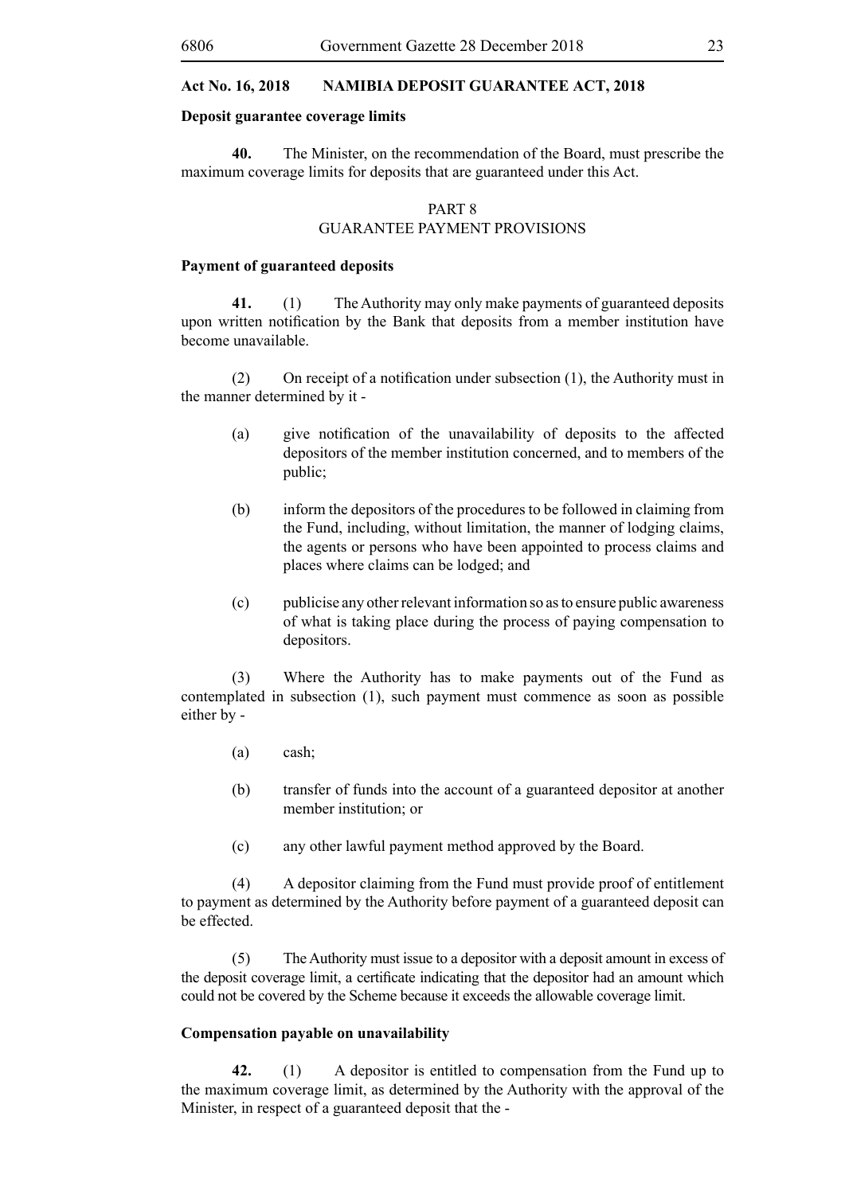**Deposit guarantee coverage limits**

**40.** The Minister, on the recommendation of the Board, must prescribe the maximum coverage limits for deposits that are guaranteed under this Act.

## PART 8
## GUARANTEE PAYMENT PROVISIONS

**Payment of guaranteed deposits**

**41.** (1) The Authority may only make payments of guaranteed deposits upon written notification by the Bank that deposits from a member institution have become unavailable.

(2) On receipt of a notification under subsection (1), the Authority must in the manner determined by it -

(a) give notification of the unavailability of deposits to the affected depositors of the member institution concerned, and to members of the public;

(b) inform the depositors of the procedures to be followed in claiming from the Fund, including, without limitation, the manner of lodging claims, the agents or persons who have been appointed to process claims and places where claims can be lodged; and

(c) publicise any other relevant information so as to ensure public awareness of what is taking place during the process of paying compensation to depositors.

(3) Where the Authority has to make payments out of the Fund as contemplated in subsection (1), such payment must commence as soon as possible either by -

(a) cash;

(b) transfer of funds into the account of a guaranteed depositor at another member institution; or

(c) any other lawful payment method approved by the Board.

(4) A depositor claiming from the Fund must provide proof of entitlement to payment as determined by the Authority before payment of a guaranteed deposit can be effected.

(5) The Authority must issue to a depositor with a deposit amount in excess of the deposit coverage limit, a certificate indicating that the depositor had an amount which could not be covered by the Scheme because it exceeds the allowable coverage limit.

**Compensation payable on unavailability**

**42.** (1) A depositor is entitled to compensation from the Fund up to the maximum coverage limit, as determined by the Authority with the approval of the Minister, in respect of a guaranteed deposit that the -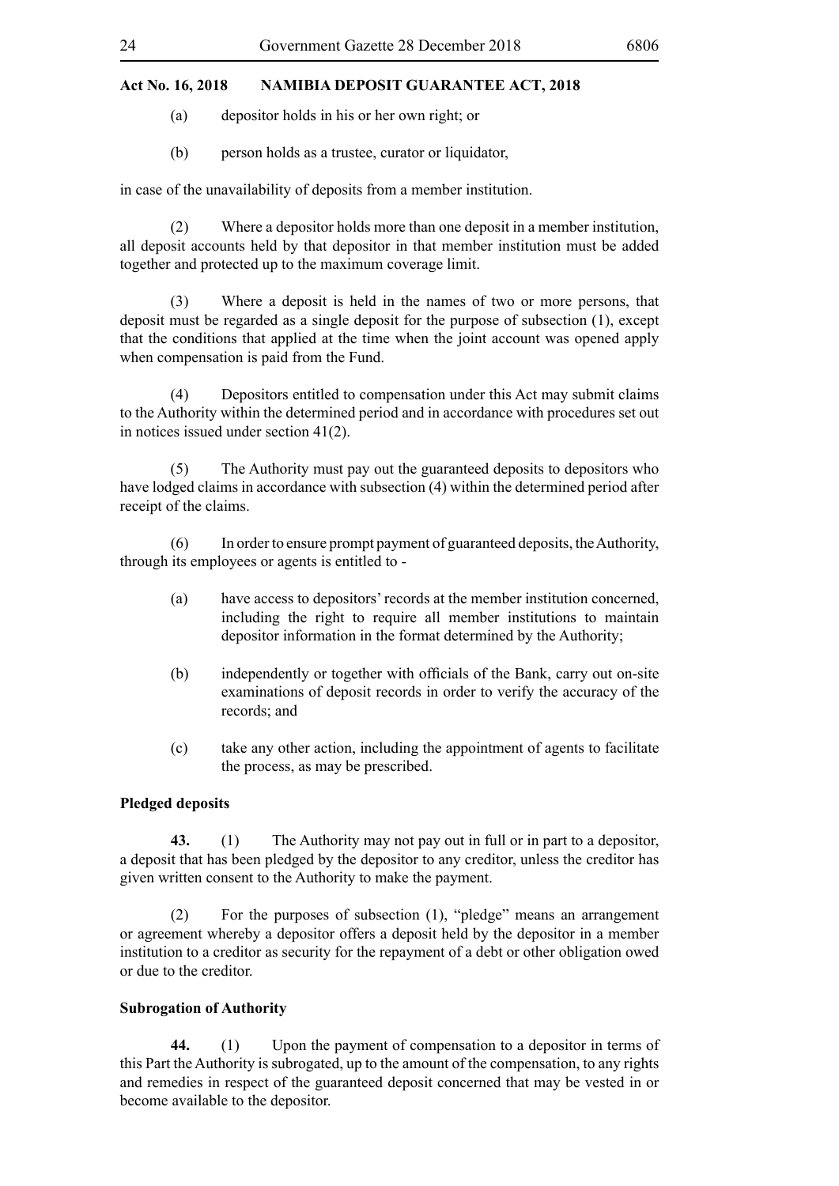(a) depositor holds in his or her own right; or

(b) person holds as a trustee, curator or liquidator,

in case of the unavailability of deposits from a member institution.

(2) Where a depositor holds more than one deposit in a member institution, all deposit accounts held by that depositor in that member institution must be added together and protected up to the maximum coverage limit.

(3) Where a deposit is held in the names of two or more persons, that deposit must be regarded as a single deposit for the purpose of subsection (1), except that the conditions that applied at the time when the joint account was opened apply when compensation is paid from the Fund.

(4) Depositors entitled to compensation under this Act may submit claims to the Authority within the determined period and in accordance with procedures set out in notices issued under section 41(2).

(5) The Authority must pay out the guaranteed deposits to depositors who have lodged claims in accordance with subsection (4) within the determined period after receipt of the claims.

(6) In order to ensure prompt payment of guaranteed deposits, the Authority, through its employees or agents is entitled to -

(a) have access to depositors' records at the member institution concerned, including the right to require all member institutions to maintain depositor information in the format determined by the Authority;

(b) independently or together with officials of the Bank, carry out on-site examinations of deposit records in order to verify the accuracy of the records; and

(c) take any other action, including the appointment of agents to facilitate the process, as may be prescribed.

**Pledged deposits**

**43.** (1) The Authority may not pay out in full or in part to a depositor, a deposit that has been pledged by the depositor to any creditor, unless the creditor has given written consent to the Authority to make the payment.

(2) For the purposes of subsection (1), "pledge" means an arrangement or agreement whereby a depositor offers a deposit held by the depositor in a member institution to a creditor as security for the repayment of a debt or other obligation owed or due to the creditor.

**Subrogation of Authority**

**44.** (1) Upon the payment of compensation to a depositor in terms of this Part the Authority is subrogated, up to the amount of the compensation, to any rights and remedies in respect of the guaranteed deposit concerned that may be vested in or become available to the depositor.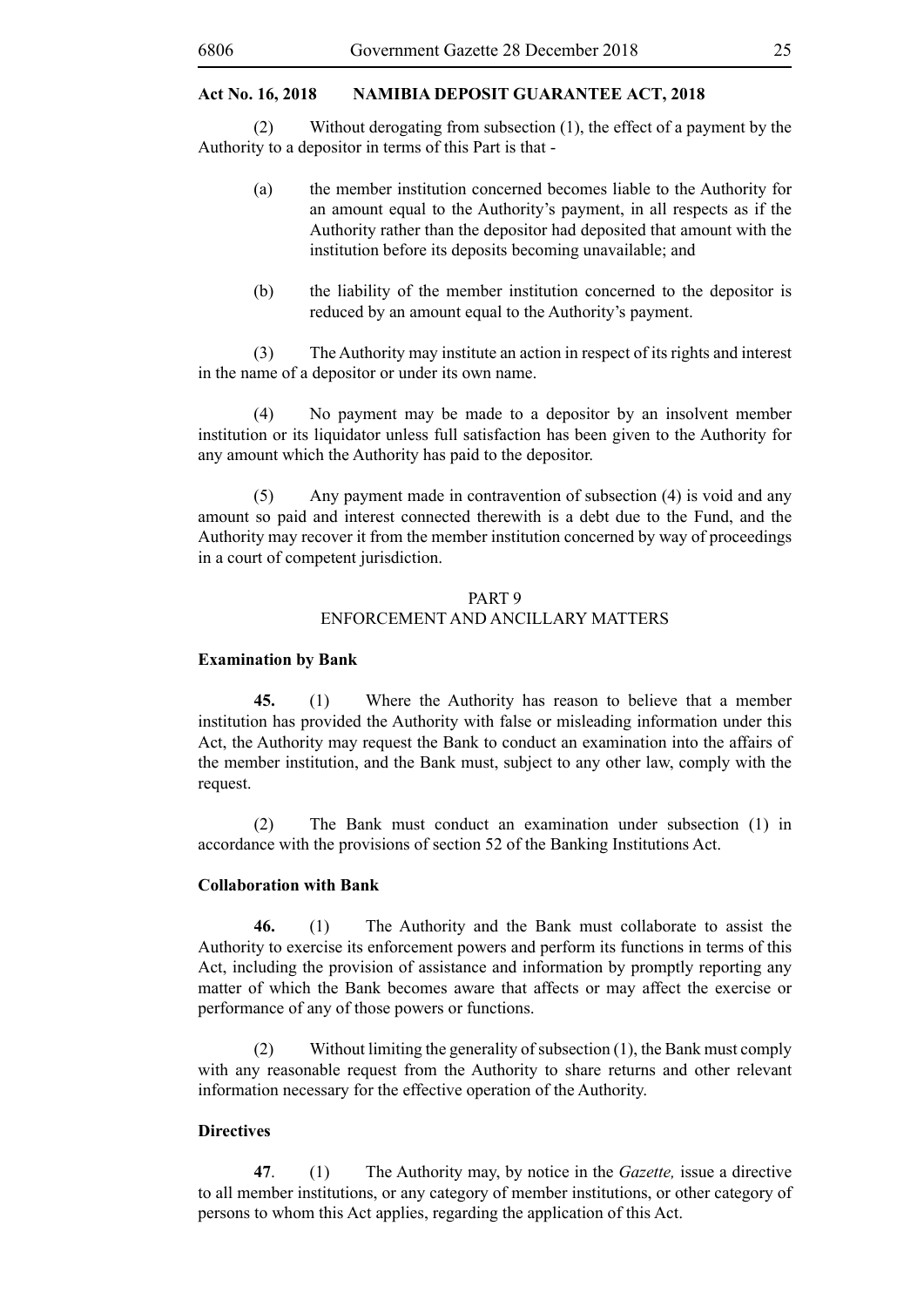(2) Without derogating from subsection (1), the effect of a payment by the Authority to a depositor in terms of this Part is that -

(a) the member institution concerned becomes liable to the Authority for an amount equal to the Authority's payment, in all respects as if the Authority rather than the depositor had deposited that amount with the institution before its deposits becoming unavailable; and

(b) the liability of the member institution concerned to the depositor is reduced by an amount equal to the Authority's payment.

(3) The Authority may institute an action in respect of its rights and interest in the name of a depositor or under its own name.

(4) No payment may be made to a depositor by an insolvent member institution or its liquidator unless full satisfaction has been given to the Authority for any amount which the Authority has paid to the depositor.

(5) Any payment made in contravention of subsection (4) is void and any amount so paid and interest connected therewith is a debt due to the Fund, and the Authority may recover it from the member institution concerned by way of proceedings in a court of competent jurisdiction.

## PART 9
## ENFORCEMENT AND ANCILLARY MATTERS

**Examination by Bank**

**45.** (1) Where the Authority has reason to believe that a member institution has provided the Authority with false or misleading information under this Act, the Authority may request the Bank to conduct an examination into the affairs of the member institution, and the Bank must, subject to any other law, comply with the request.

(2) The Bank must conduct an examination under subsection (1) in accordance with the provisions of section 52 of the Banking Institutions Act.

**Collaboration with Bank**

**46.** (1) The Authority and the Bank must collaborate to assist the Authority to exercise its enforcement powers and perform its functions in terms of this Act, including the provision of assistance and information by promptly reporting any matter of which the Bank becomes aware that affects or may affect the exercise or performance of any of those powers or functions.

(2) Without limiting the generality of subsection (1), the Bank must comply with any reasonable request from the Authority to share returns and other relevant information necessary for the effective operation of the Authority.

**Directives**

**47**. (1) The Authority may, by notice in the *Gazette,* issue a directive to all member institutions, or any category of member institutions, or other category of persons to whom this Act applies, regarding the application of this Act.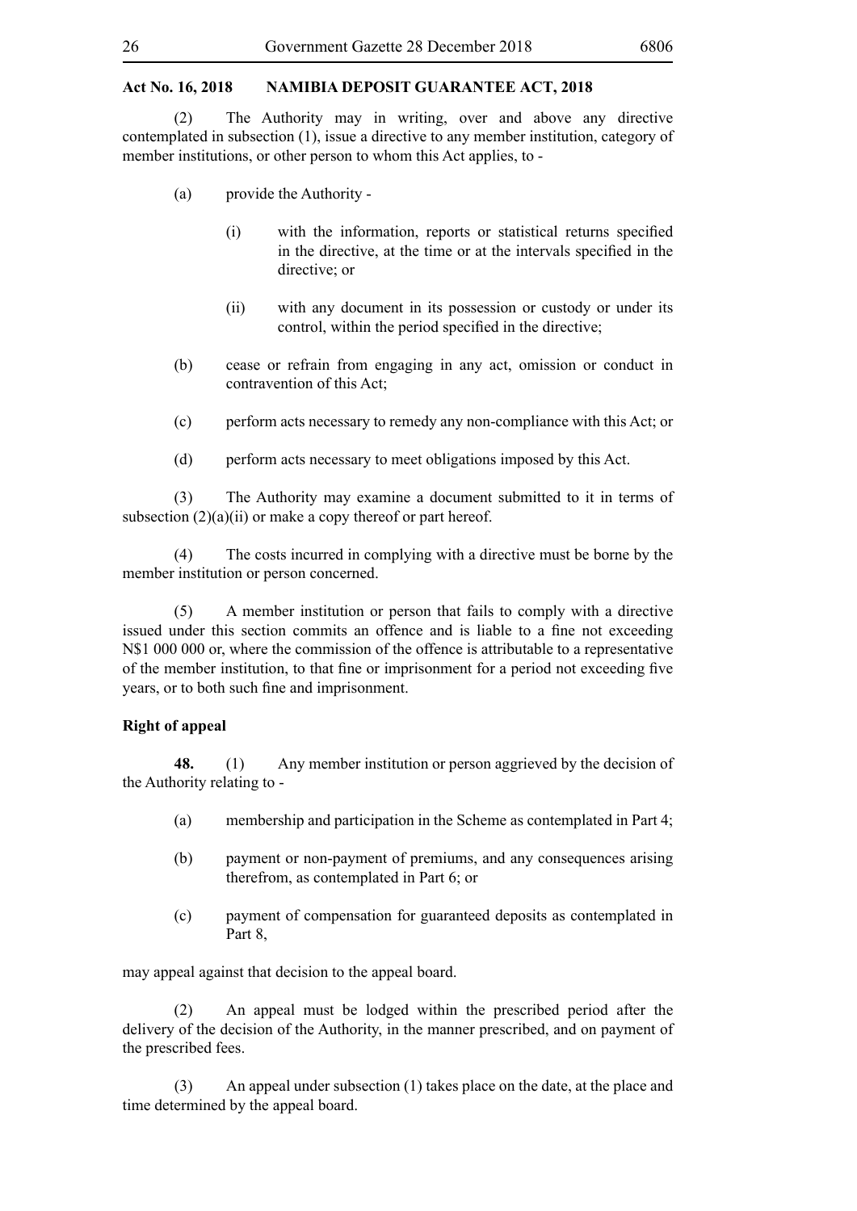(2) The Authority may in writing, over and above any directive contemplated in subsection (1), issue a directive to any member institution, category of member institutions, or other person to whom this Act applies, to -

(a) provide the Authority -

(i) with the information, reports or statistical returns specified in the directive, at the time or at the intervals specified in the directive; or

(ii) with any document in its possession or custody or under its control, within the period specified in the directive;

(b) cease or refrain from engaging in any act, omission or conduct in contravention of this Act;

(c) perform acts necessary to remedy any non-compliance with this Act; or

(d) perform acts necessary to meet obligations imposed by this Act.

(3) The Authority may examine a document submitted to it in terms of subsection (2)(a)(ii) or make a copy thereof or part hereof.

(4) The costs incurred in complying with a directive must be borne by the member institution or person concerned.

(5) A member institution or person that fails to comply with a directive issued under this section commits an offence and is liable to a fine not exceeding N$1 000 000 or, where the commission of the offence is attributable to a representative of the member institution, to that fine or imprisonment for a period not exceeding five years, or to both such fine and imprisonment.

**Right of appeal**

**48.** (1) Any member institution or person aggrieved by the decision of the Authority relating to -

(a) membership and participation in the Scheme as contemplated in Part 4;

(b) payment or non-payment of premiums, and any consequences arising therefrom, as contemplated in Part 6; or

(c) payment of compensation for guaranteed deposits as contemplated in Part 8,

may appeal against that decision to the appeal board.

(2) An appeal must be lodged within the prescribed period after the delivery of the decision of the Authority, in the manner prescribed, and on payment of the prescribed fees.

(3) An appeal under subsection (1) takes place on the date, at the place and time determined by the appeal board.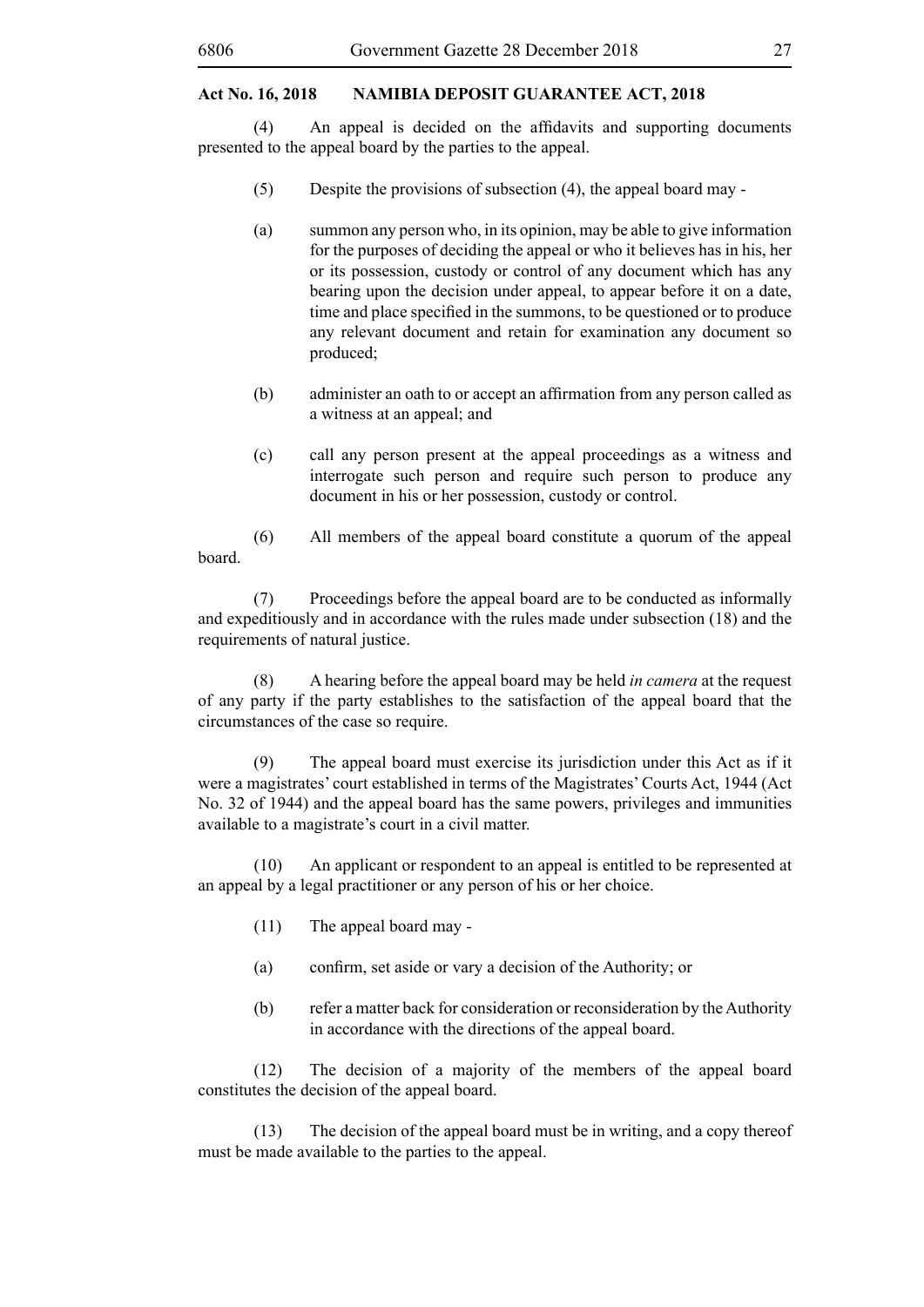(4) An appeal is decided on the affidavits and supporting documents presented to the appeal board by the parties to the appeal.

(5) Despite the provisions of subsection (4), the appeal board may -

(a) summon any person who, in its opinion, may be able to give information for the purposes of deciding the appeal or who it believes has in his, her or its possession, custody or control of any document which has any bearing upon the decision under appeal, to appear before it on a date, time and place specified in the summons, to be questioned or to produce any relevant document and retain for examination any document so produced;

(b) administer an oath to or accept an affirmation from any person called as a witness at an appeal; and

(c) call any person present at the appeal proceedings as a witness and interrogate such person and require such person to produce any document in his or her possession, custody or control.

(6) All members of the appeal board constitute a quorum of the appeal board.

(7) Proceedings before the appeal board are to be conducted as informally and expeditiously and in accordance with the rules made under subsection (18) and the requirements of natural justice.

(8) A hearing before the appeal board may be held *in camera* at the request of any party if the party establishes to the satisfaction of the appeal board that the circumstances of the case so require.

(9) The appeal board must exercise its jurisdiction under this Act as if it were a magistrates' court established in terms of the Magistrates' Courts Act, 1944 (Act No. 32 of 1944) and the appeal board has the same powers, privileges and immunities available to a magistrate's court in a civil matter.

(10) An applicant or respondent to an appeal is entitled to be represented at an appeal by a legal practitioner or any person of his or her choice.

(11) The appeal board may -

(a) confirm, set aside or vary a decision of the Authority; or

(b) refer a matter back for consideration or reconsideration by the Authority in accordance with the directions of the appeal board.

(12) The decision of a majority of the members of the appeal board constitutes the decision of the appeal board.

(13) The decision of the appeal board must be in writing, and a copy thereof must be made available to the parties to the appeal.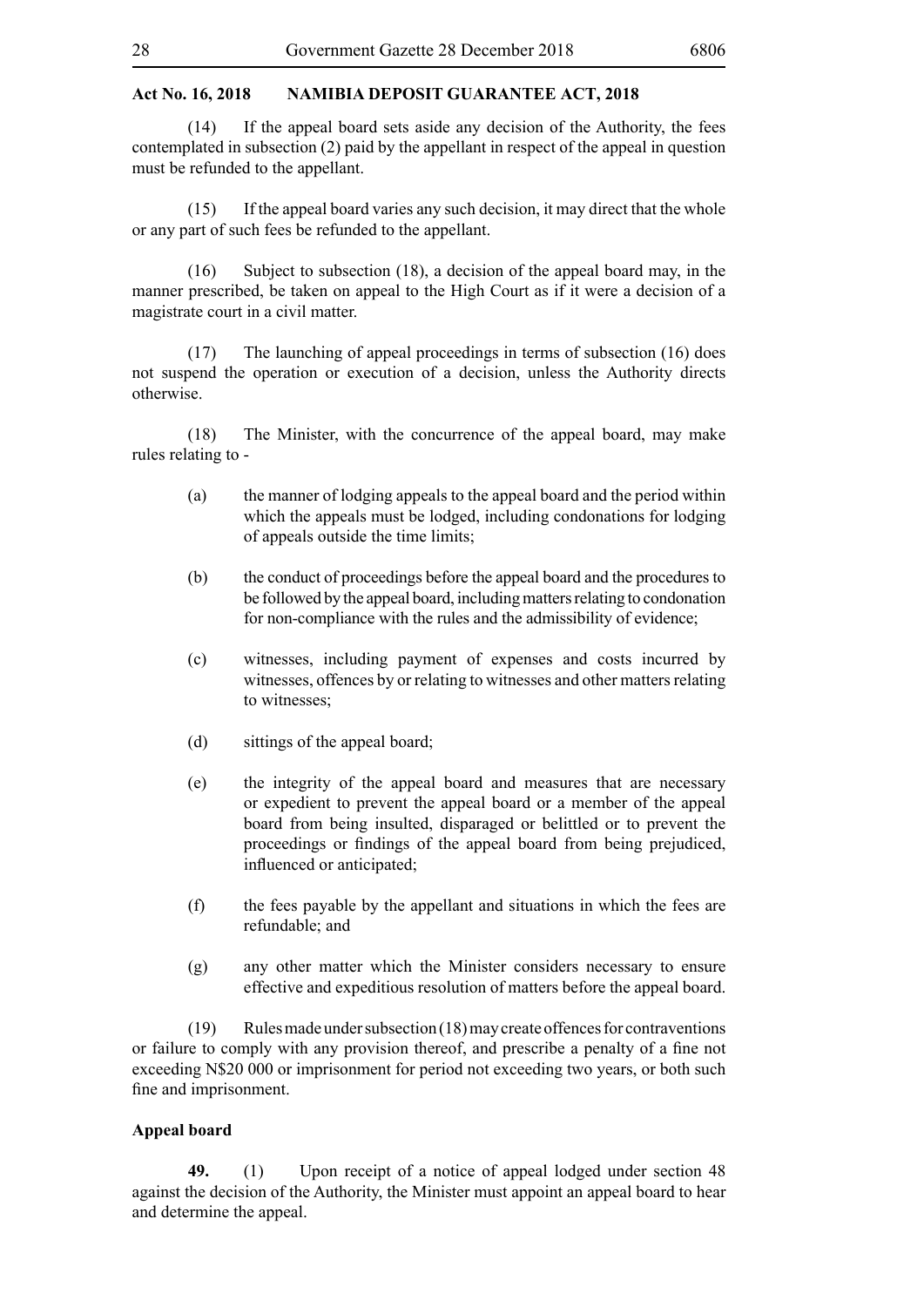(14) If the appeal board sets aside any decision of the Authority, the fees contemplated in subsection (2) paid by the appellant in respect of the appeal in question must be refunded to the appellant.

(15) If the appeal board varies any such decision, it may direct that the whole or any part of such fees be refunded to the appellant.

(16) Subject to subsection (18), a decision of the appeal board may, in the manner prescribed, be taken on appeal to the High Court as if it were a decision of a magistrate court in a civil matter.

(17) The launching of appeal proceedings in terms of subsection (16) does not suspend the operation or execution of a decision, unless the Authority directs otherwise.

(18) The Minister, with the concurrence of the appeal board, may make rules relating to -

(a) the manner of lodging appeals to the appeal board and the period within which the appeals must be lodged, including condonations for lodging of appeals outside the time limits;

(b) the conduct of proceedings before the appeal board and the procedures to be followed by the appeal board, including matters relating to condonation for non-compliance with the rules and the admissibility of evidence;

(c) witnesses, including payment of expenses and costs incurred by witnesses, offences by or relating to witnesses and other matters relating to witnesses;

(d) sittings of the appeal board;

(e) the integrity of the appeal board and measures that are necessary or expedient to prevent the appeal board or a member of the appeal board from being insulted, disparaged or belittled or to prevent the proceedings or findings of the appeal board from being prejudiced, influenced or anticipated;

(f) the fees payable by the appellant and situations in which the fees are refundable; and

(g) any other matter which the Minister considers necessary to ensure effective and expeditious resolution of matters before the appeal board.

(19) Rules made under subsection (18) may create offences for contraventions or failure to comply with any provision thereof, and prescribe a penalty of a fine not exceeding N$20 000 or imprisonment for period not exceeding two years, or both such fine and imprisonment.

**Appeal board**

**49.** (1) Upon receipt of a notice of appeal lodged under section 48 against the decision of the Authority, the Minister must appoint an appeal board to hear and determine the appeal.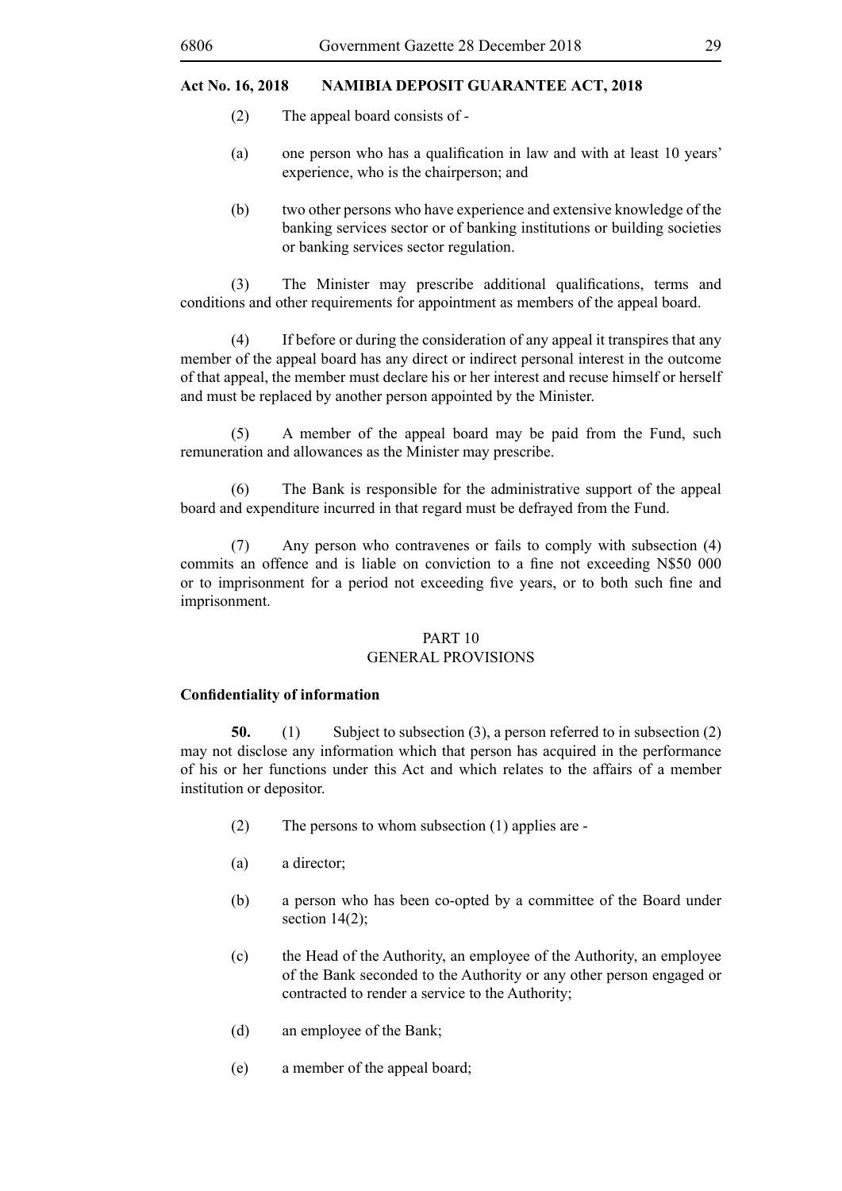(2) The appeal board consists of -

(a) one person who has a qualification in law and with at least 10 years' experience, who is the chairperson; and

(b) two other persons who have experience and extensive knowledge of the banking services sector or of banking institutions or building societies or banking services sector regulation.

(3) The Minister may prescribe additional qualifications, terms and conditions and other requirements for appointment as members of the appeal board.

(4) If before or during the consideration of any appeal it transpires that any member of the appeal board has any direct or indirect personal interest in the outcome of that appeal, the member must declare his or her interest and recuse himself or herself and must be replaced by another person appointed by the Minister.

(5) A member of the appeal board may be paid from the Fund, such remuneration and allowances as the Minister may prescribe.

(6) The Bank is responsible for the administrative support of the appeal board and expenditure incurred in that regard must be defrayed from the Fund.

(7) Any person who contravenes or fails to comply with subsection (4) commits an offence and is liable on conviction to a fine not exceeding N$50 000 or to imprisonment for a period not exceeding five years, or to both such fine and imprisonment.

## PART 10
## GENERAL PROVISIONS

**Confidentiality of information**

**50.** (1) Subject to subsection (3), a person referred to in subsection (2) may not disclose any information which that person has acquired in the performance of his or her functions under this Act and which relates to the affairs of a member institution or depositor.

(2) The persons to whom subsection (1) applies are -

(a) a director;

(b) a person who has been co-opted by a committee of the Board under section 14(2);

(c) the Head of the Authority, an employee of the Authority, an employee of the Bank seconded to the Authority or any other person engaged or contracted to render a service to the Authority;

(d) an employee of the Bank;

(e) a member of the appeal board;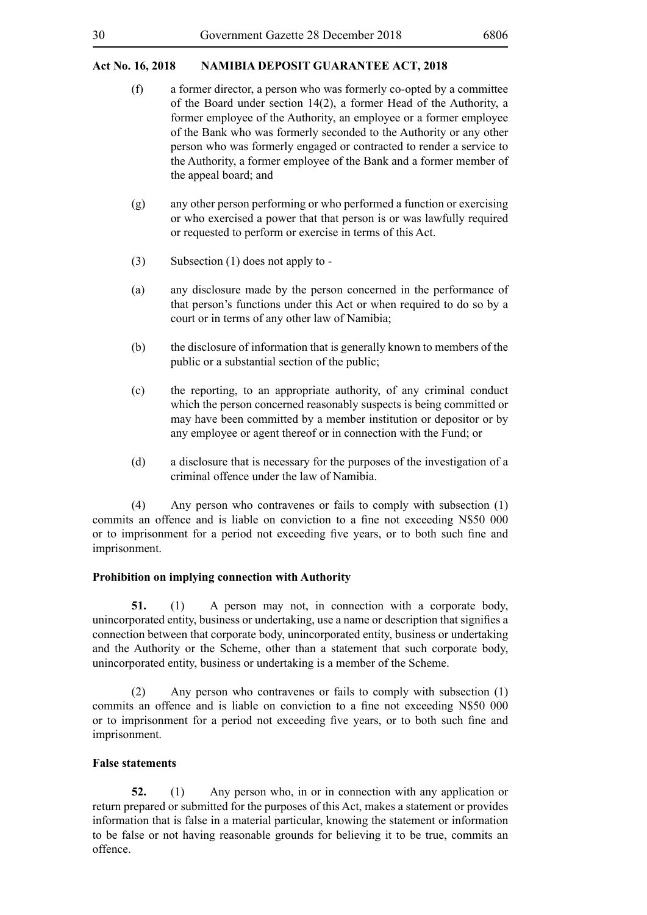(f) a former director, a person who was formerly co-opted by a committee of the Board under section 14(2), a former Head of the Authority, a former employee of the Authority, an employee or a former employee of the Bank who was formerly seconded to the Authority or any other person who was formerly engaged or contracted to render a service to the Authority, a former employee of the Bank and a former member of the appeal board; and

(g) any other person performing or who performed a function or exercising or who exercised a power that that person is or was lawfully required or requested to perform or exercise in terms of this Act.

(3) Subsection (1) does not apply to -

(a) any disclosure made by the person concerned in the performance of that person's functions under this Act or when required to do so by a court or in terms of any other law of Namibia;

(b) the disclosure of information that is generally known to members of the public or a substantial section of the public;

(c) the reporting, to an appropriate authority, of any criminal conduct which the person concerned reasonably suspects is being committed or may have been committed by a member institution or depositor or by any employee or agent thereof or in connection with the Fund; or

(d) a disclosure that is necessary for the purposes of the investigation of a criminal offence under the law of Namibia.

(4) Any person who contravenes or fails to comply with subsection (1) commits an offence and is liable on conviction to a fine not exceeding N$50 000 or to imprisonment for a period not exceeding five years, or to both such fine and imprisonment.

**Prohibition on implying connection with Authority**

**51.** (1) A person may not, in connection with a corporate body, unincorporated entity, business or undertaking, use a name or description that signifies a connection between that corporate body, unincorporated entity, business or undertaking and the Authority or the Scheme, other than a statement that such corporate body, unincorporated entity, business or undertaking is a member of the Scheme.

(2) Any person who contravenes or fails to comply with subsection (1) commits an offence and is liable on conviction to a fine not exceeding N$50 000 or to imprisonment for a period not exceeding five years, or to both such fine and imprisonment.

**False statements**

**52.** (1) Any person who, in or in connection with any application or return prepared or submitted for the purposes of this Act, makes a statement or provides information that is false in a material particular, knowing the statement or information to be false or not having reasonable grounds for believing it to be true, commits an offence.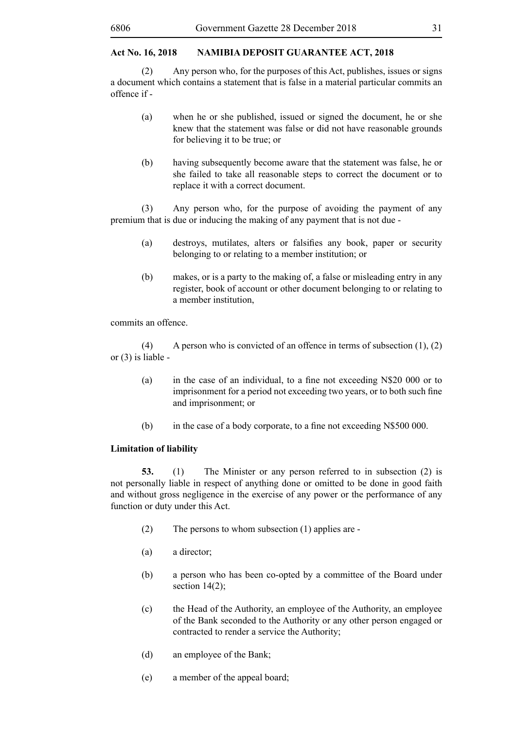(2) Any person who, for the purposes of this Act, publishes, issues or signs a document which contains a statement that is false in a material particular commits an offence if -

(a) when he or she published, issued or signed the document, he or she knew that the statement was false or did not have reasonable grounds for believing it to be true; or

(b) having subsequently become aware that the statement was false, he or she failed to take all reasonable steps to correct the document or to replace it with a correct document.

(3) Any person who, for the purpose of avoiding the payment of any premium that is due or inducing the making of any payment that is not due -

(a) destroys, mutilates, alters or falsifies any book, paper or security belonging to or relating to a member institution; or

(b) makes, or is a party to the making of, a false or misleading entry in any register, book of account or other document belonging to or relating to a member institution,

commits an offence.

(4) A person who is convicted of an offence in terms of subsection (1), (2) or (3) is liable -

(a) in the case of an individual, to a fine not exceeding N$20 000 or to imprisonment for a period not exceeding two years, or to both such fine and imprisonment; or

(b) in the case of a body corporate, to a fine not exceeding N$500 000.

**Limitation of liability**

**53.** (1) The Minister or any person referred to in subsection (2) is not personally liable in respect of anything done or omitted to be done in good faith and without gross negligence in the exercise of any power or the performance of any function or duty under this Act.

(2) The persons to whom subsection (1) applies are -

(a) a director;

(b) a person who has been co-opted by a committee of the Board under section 14(2);

(c) the Head of the Authority, an employee of the Authority, an employee of the Bank seconded to the Authority or any other person engaged or contracted to render a service the Authority;

(d) an employee of the Bank;

(e) a member of the appeal board;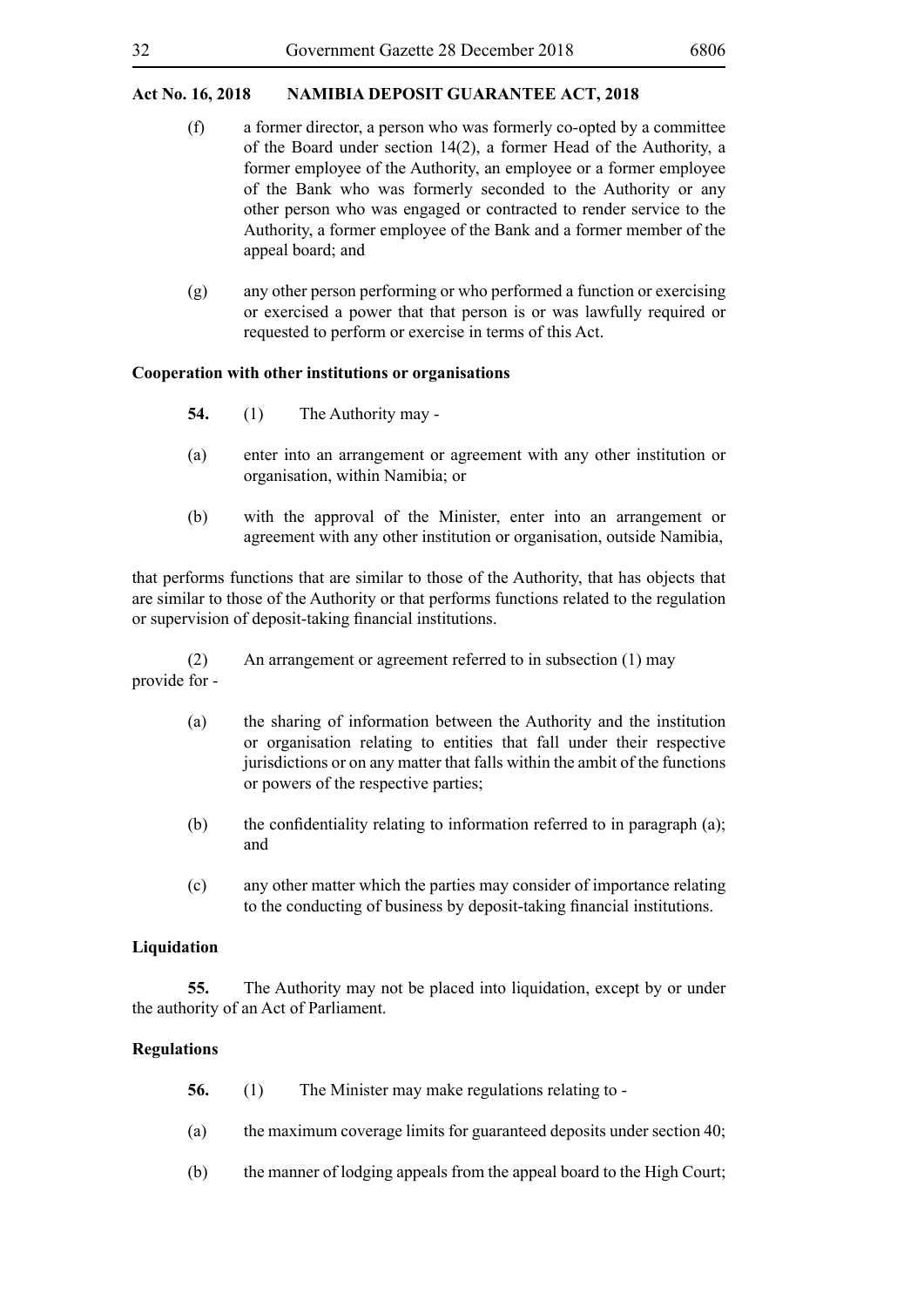(f) a former director, a person who was formerly co-opted by a committee of the Board under section 14(2), a former Head of the Authority, a former employee of the Authority, an employee or a former employee of the Bank who was formerly seconded to the Authority or any other person who was engaged or contracted to render service to the Authority, a former employee of the Bank and a former member of the appeal board; and

(g) any other person performing or who performed a function or exercising or exercised a power that that person is or was lawfully required or requested to perform or exercise in terms of this Act.

**Cooperation with other institutions or organisations**

**54.** (1) The Authority may -

(a) enter into an arrangement or agreement with any other institution or organisation, within Namibia; or

(b) with the approval of the Minister, enter into an arrangement or agreement with any other institution or organisation, outside Namibia,

that performs functions that are similar to those of the Authority, that has objects that are similar to those of the Authority or that performs functions related to the regulation or supervision of deposit-taking financial institutions.

(2) An arrangement or agreement referred to in subsection (1) may provide for -

(a) the sharing of information between the Authority and the institution or organisation relating to entities that fall under their respective jurisdictions or on any matter that falls within the ambit of the functions or powers of the respective parties;

(b) the confidentiality relating to information referred to in paragraph (a); and

(c) any other matter which the parties may consider of importance relating to the conducting of business by deposit-taking financial institutions.

**Liquidation**

**55.** The Authority may not be placed into liquidation, except by or under the authority of an Act of Parliament.

**Regulations**

**56.** (1) The Minister may make regulations relating to -

(a) the maximum coverage limits for guaranteed deposits under section 40;

(b) the manner of lodging appeals from the appeal board to the High Court;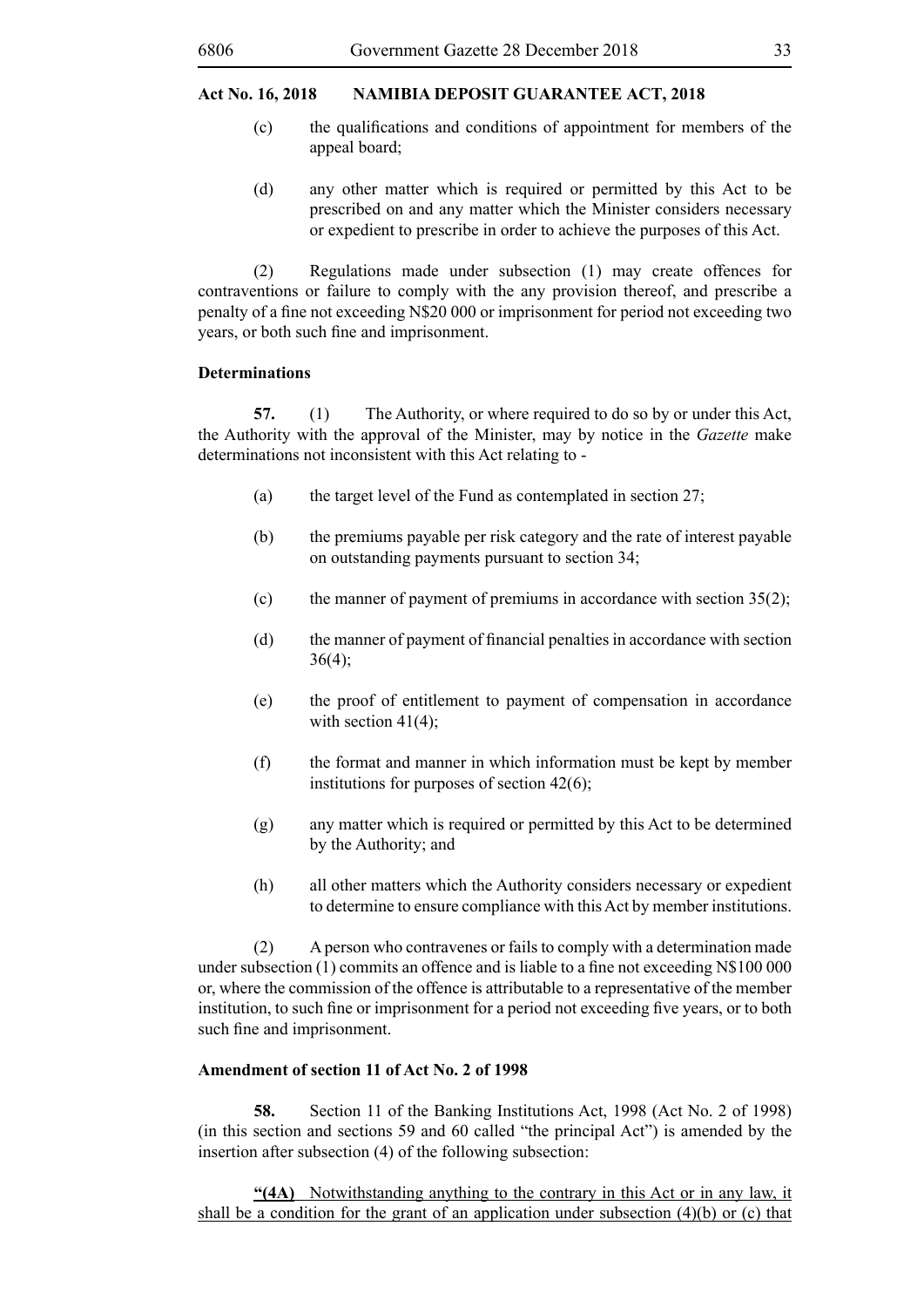(c) the qualifications and conditions of appointment for members of the appeal board;

(d) any other matter which is required or permitted by this Act to be prescribed on and any matter which the Minister considers necessary or expedient to prescribe in order to achieve the purposes of this Act.

(2) Regulations made under subsection (1) may create offences for contraventions or failure to comply with the any provision thereof, and prescribe a penalty of a fine not exceeding N$20 000 or imprisonment for period not exceeding two years, or both such fine and imprisonment.

**Determinations**

**57.** (1) The Authority, or where required to do so by or under this Act, the Authority with the approval of the Minister, may by notice in the *Gazette* make determinations not inconsistent with this Act relating to -

(a) the target level of the Fund as contemplated in section 27;

(b) the premiums payable per risk category and the rate of interest payable on outstanding payments pursuant to section 34;

(c) the manner of payment of premiums in accordance with section 35(2);

(d) the manner of payment of financial penalties in accordance with section 36(4);

(e) the proof of entitlement to payment of compensation in accordance with section 41(4);

(f) the format and manner in which information must be kept by member institutions for purposes of section 42(6);

(g) any matter which is required or permitted by this Act to be determined by the Authority; and

(h) all other matters which the Authority considers necessary or expedient to determine to ensure compliance with this Act by member institutions.

(2) A person who contravenes or fails to comply with a determination made under subsection (1) commits an offence and is liable to a fine not exceeding N$100 000 or, where the commission of the offence is attributable to a representative of the member institution, to such fine or imprisonment for a period not exceeding five years, or to both such fine and imprisonment.

**Amendment of section 11 of Act No. 2 of 1998**

**58.** Section 11 of the Banking Institutions Act, 1998 (Act No. 2 of 1998) (in this section and sections 59 and 60 called "the principal Act") is amended by the insertion after subsection (4) of the following subsection:

<u>**"(4A)** Notwithstanding anything to the contrary in this Act or in any law, it shall be a condition for the grant of an application under subsection (4)(b) or (c) that</u>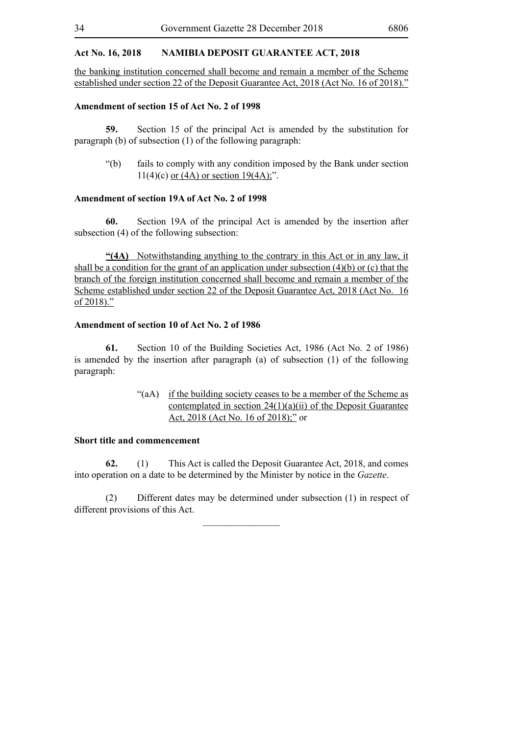the banking institution concerned shall become and remain a member of the Scheme established under section 22 of the Deposit Guarantee Act, 2018 (Act No. 16 of 2018)."

**Amendment of section 15 of Act No. 2 of 1998**

**59.** Section 15 of the principal Act is amended by the substitution for paragraph (b) of subsection (1) of the following paragraph:

> "(b) fails to comply with any condition imposed by the Bank under section 11(4)(c) or (4A) or section 19(4A);".

**Amendment of section 19A of Act No. 2 of 1998**

**60.** Section 19A of the principal Act is amended by the insertion after subsection (4) of the following subsection:

**"(4A)** Notwithstanding anything to the contrary in this Act or in any law, it shall be a condition for the grant of an application under subsection (4)(b) or (c) that the branch of the foreign institution concerned shall become and remain a member of the Scheme established under section 22 of the Deposit Guarantee Act, 2018 (Act No. 16 of 2018)."

**Amendment of section 10 of Act No. 2 of 1986**

**61.** Section 10 of the Building Societies Act, 1986 (Act No. 2 of 1986) is amended by the insertion after paragraph (a) of subsection (1) of the following paragraph:

> "(aA) if the building society ceases to be a member of the Scheme as contemplated in section 24(1)(a)(ii) of the Deposit Guarantee Act, 2018 (Act No. 16 of 2018);" or

**Short title and commencement**

**62.** (1) This Act is called the Deposit Guarantee Act, 2018, and comes into operation on a date to be determined by the Minister by notice in the *Gazette*.

(2) Different dates may be determined under subsection (1) in respect of different provisions of this Act.